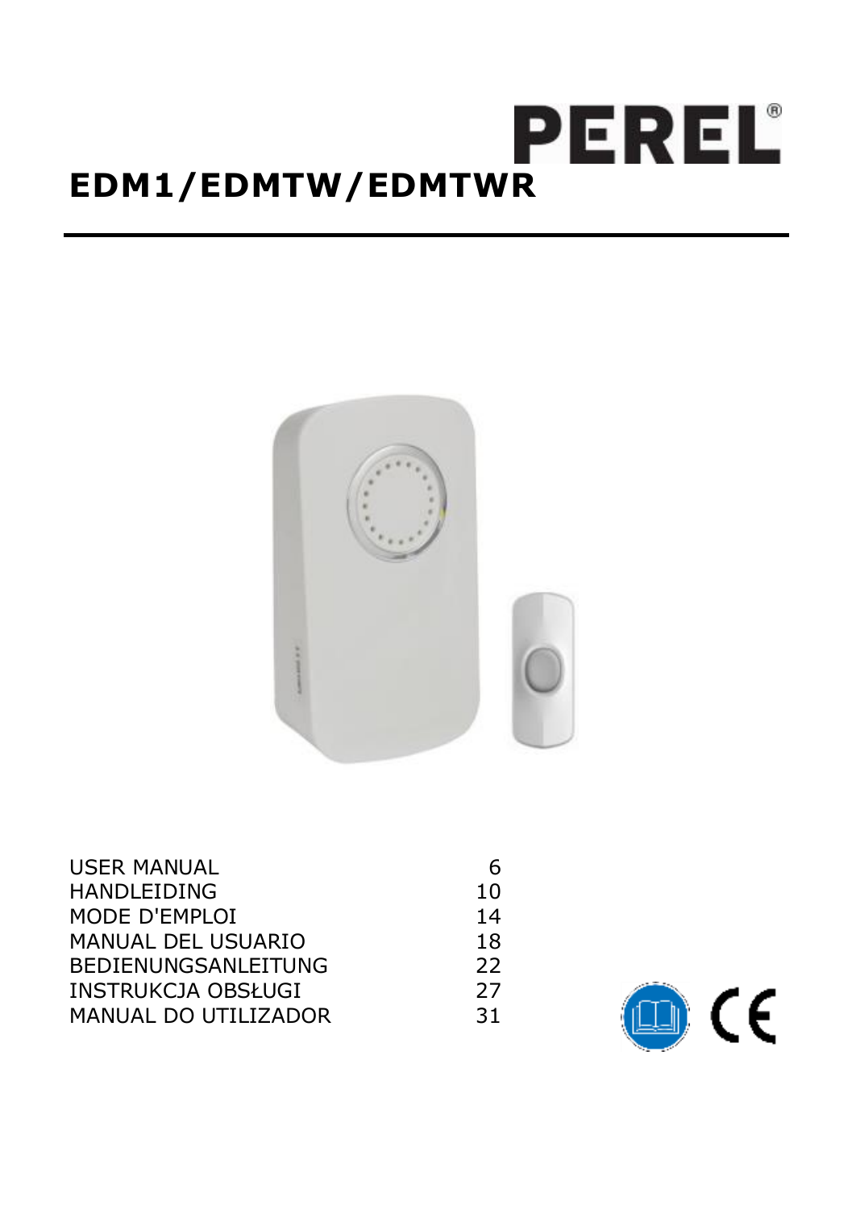PEREL®

# EDM1/EDMTW/EDMTWR

| | |
|---|---|
| USER MANUAL | 6 |
| HANDLEIDING | 10 |
| MODE D'EMPLOI | 14 |
| MANUAL DEL USUARIO | 18 |
| BEDIENUNGSANLEITUNG | 22 |
| INSTRUKCJA OBSŁUGI | 27 |
| MANUAL DO UTILIZADOR | 31 |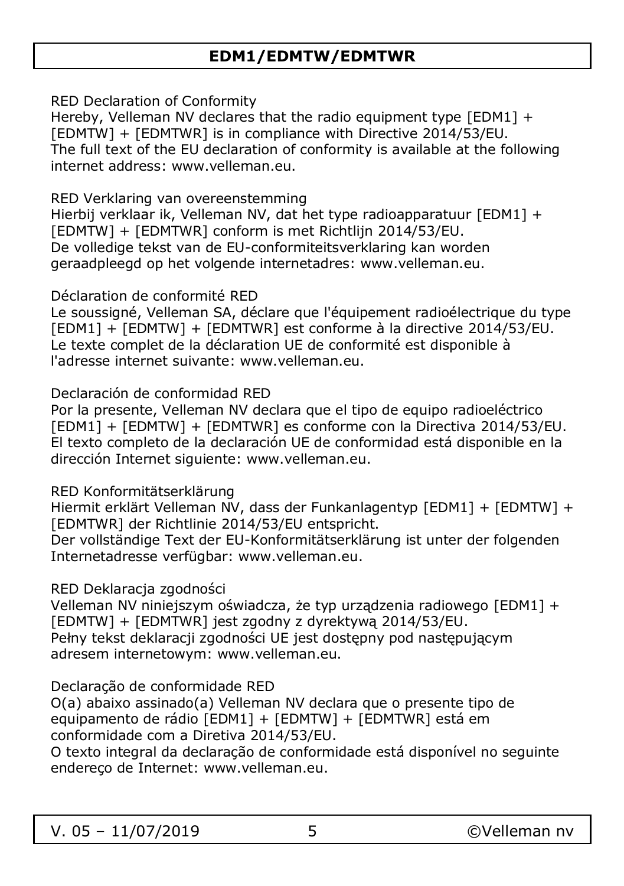RED Declaration of Conformity
Hereby, Velleman NV declares that the radio equipment type [EDM1] + [EDMTW] + [EDMTWR] is in compliance with Directive 2014/53/EU.
The full text of the EU declaration of conformity is available at the following internet address: www.velleman.eu.

RED Verklaring van overeenstemming
Hierbij verklaar ik, Velleman NV, dat het type radioapparatuur [EDM1] + [EDMTW] + [EDMTWR] conform is met Richtlijn 2014/53/EU.
De volledige tekst van de EU-conformiteitsverklaring kan worden geraadpleegd op het volgende internetadres: www.velleman.eu.

Déclaration de conformité RED
Le soussigné, Velleman SA, déclare que l'équipement radioélectrique du type [EDM1] + [EDMTW] + [EDMTWR] est conforme à la directive 2014/53/EU.
Le texte complet de la déclaration UE de conformité est disponible à l'adresse internet suivante: www.velleman.eu.

Declaración de conformidad RED
Por la presente, Velleman NV declara que el tipo de equipo radioeléctrico [EDM1] + [EDMTW] + [EDMTWR] es conforme con la Directiva 2014/53/EU.
El texto completo de la declaración UE de conformidad está disponible en la dirección Internet siguiente: www.velleman.eu.

RED Konformitätserklärung
Hiermit erklärt Velleman NV, dass der Funkanlagentyp [EDM1] + [EDMTW] + [EDMTWR] der Richtlinie 2014/53/EU entspricht.
Der vollständige Text der EU-Konformitätserklärung ist unter der folgenden Internetadresse verfügbar: www.velleman.eu.

RED Deklaracja zgodności
Velleman NV niniejszym oświadcza, że typ urządzenia radiowego [EDM1] + [EDMTW] + [EDMTWR] jest zgodny z dyrektywą 2014/53/EU.
Pełny tekst deklaracji zgodności UE jest dostępny pod następującym adresem internetowym: www.velleman.eu.

Declaração de conformidade RED
O(a) abaixo assinado(a) Velleman NV declara que o presente tipo de equipamento de rádio [EDM1] + [EDMTW] + [EDMTWR] está em conformidade com a Diretiva 2014/53/EU.
O texto integral da declaração de conformidade está disponível no seguinte endereço de Internet: www.velleman.eu.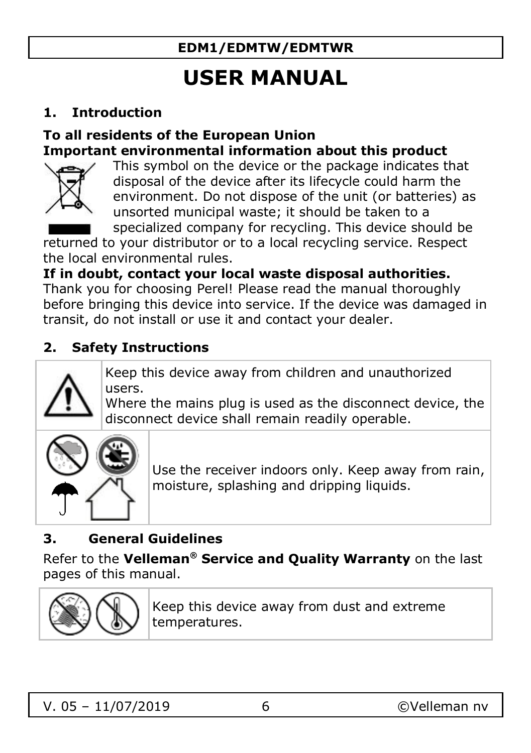**EDM1/EDMTW/EDMTWR**

# USER MANUAL

## 1. Introduction

**To all residents of the European Union**
**Important environmental information about this product**

This symbol on the device or the package indicates that disposal of the device after its lifecycle could harm the environment. Do not dispose of the unit (or batteries) as unsorted municipal waste; it should be taken to a specialized company for recycling. This device should be returned to your distributor or to a local recycling service. Respect the local environmental rules.

**If in doubt, contact your local waste disposal authorities.**

Thank you for choosing Perel! Please read the manual thoroughly before bringing this device into service. If the device was damaged in transit, do not install or use it and contact your dealer.

## 2. Safety Instructions

| | |
|---|---|
| | Keep this device away from children and unauthorized users.<br>Where the mains plug is used as the disconnect device, the disconnect device shall remain readily operable. |
| | Use the receiver indoors only. Keep away from rain, moisture, splashing and dripping liquids. |

## 3. General Guidelines

Refer to the **Velleman® Service and Quality Warranty** on the last pages of this manual.

| | |
|---|---|
| | Keep this device away from dust and extreme temperatures. |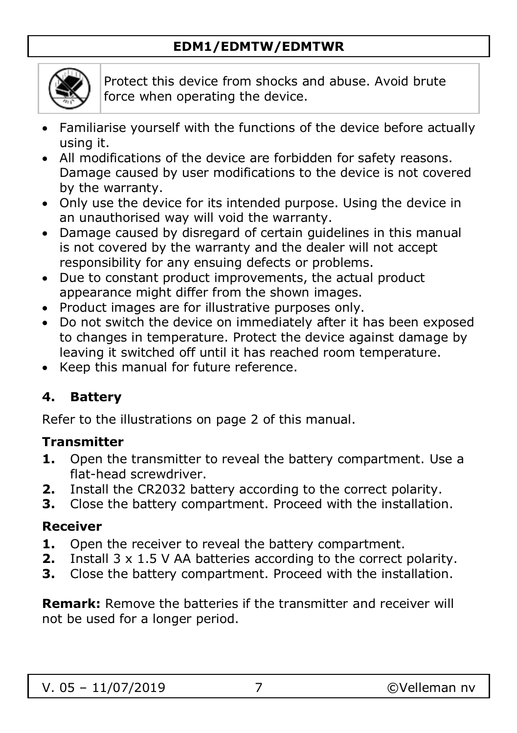Protect this device from shocks and abuse. Avoid brute force when operating the device.

- Familiarise yourself with the functions of the device before actually using it.
- All modifications of the device are forbidden for safety reasons. Damage caused by user modifications to the device is not covered by the warranty.
- Only use the device for its intended purpose. Using the device in an unauthorised way will void the warranty.
- Damage caused by disregard of certain guidelines in this manual is not covered by the warranty and the dealer will not accept responsibility for any ensuing defects or problems.
- Due to constant product improvements, the actual product appearance might differ from the shown images.
- Product images are for illustrative purposes only.
- Do not switch the device on immediately after it has been exposed to changes in temperature. Protect the device against damage by leaving it switched off until it has reached room temperature.
- Keep this manual for future reference.

## 4. Battery

Refer to the illustrations on page 2 of this manual.

### Transmitter

1. Open the transmitter to reveal the battery compartment. Use a flat-head screwdriver.
2. Install the CR2032 battery according to the correct polarity.
3. Close the battery compartment. Proceed with the installation.

### Receiver

1. Open the receiver to reveal the battery compartment.
2. Install 3 x 1.5 V AA batteries according to the correct polarity.
3. Close the battery compartment. Proceed with the installation.

**Remark:** Remove the batteries if the transmitter and receiver will not be used for a longer period.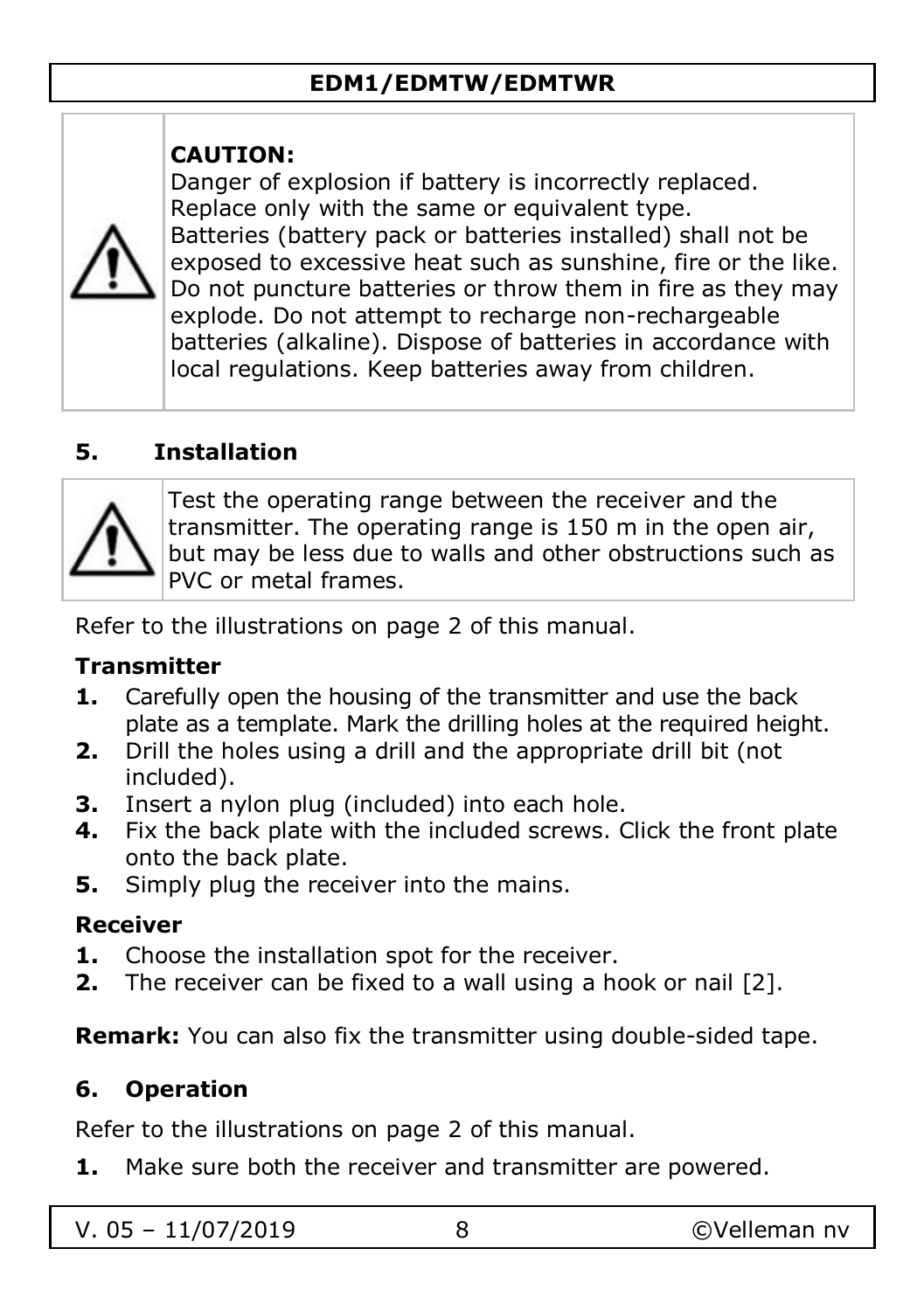**CAUTION:**
Danger of explosion if battery is incorrectly replaced. Replace only with the same or equivalent type. Batteries (battery pack or batteries installed) shall not be exposed to excessive heat such as sunshine, fire or the like. Do not puncture batteries or throw them in fire as they may explode. Do not attempt to recharge non-rechargeable batteries (alkaline). Dispose of batteries in accordance with local regulations. Keep batteries away from children.

## 5. Installation

Test the operating range between the receiver and the transmitter. The operating range is 150 m in the open air, but may be less due to walls and other obstructions such as PVC or metal frames.

Refer to the illustrations on page 2 of this manual.

### Transmitter

1. Carefully open the housing of the transmitter and use the back plate as a template. Mark the drilling holes at the required height.
2. Drill the holes using a drill and the appropriate drill bit (not included).
3. Insert a nylon plug (included) into each hole.
4. Fix the back plate with the included screws. Click the front plate onto the back plate.
5. Simply plug the receiver into the mains.

### Receiver

1. Choose the installation spot for the receiver.
2. The receiver can be fixed to a wall using a hook or nail [2].

**Remark:** You can also fix the transmitter using double-sided tape.

## 6. Operation

Refer to the illustrations on page 2 of this manual.

1. Make sure both the receiver and transmitter are powered.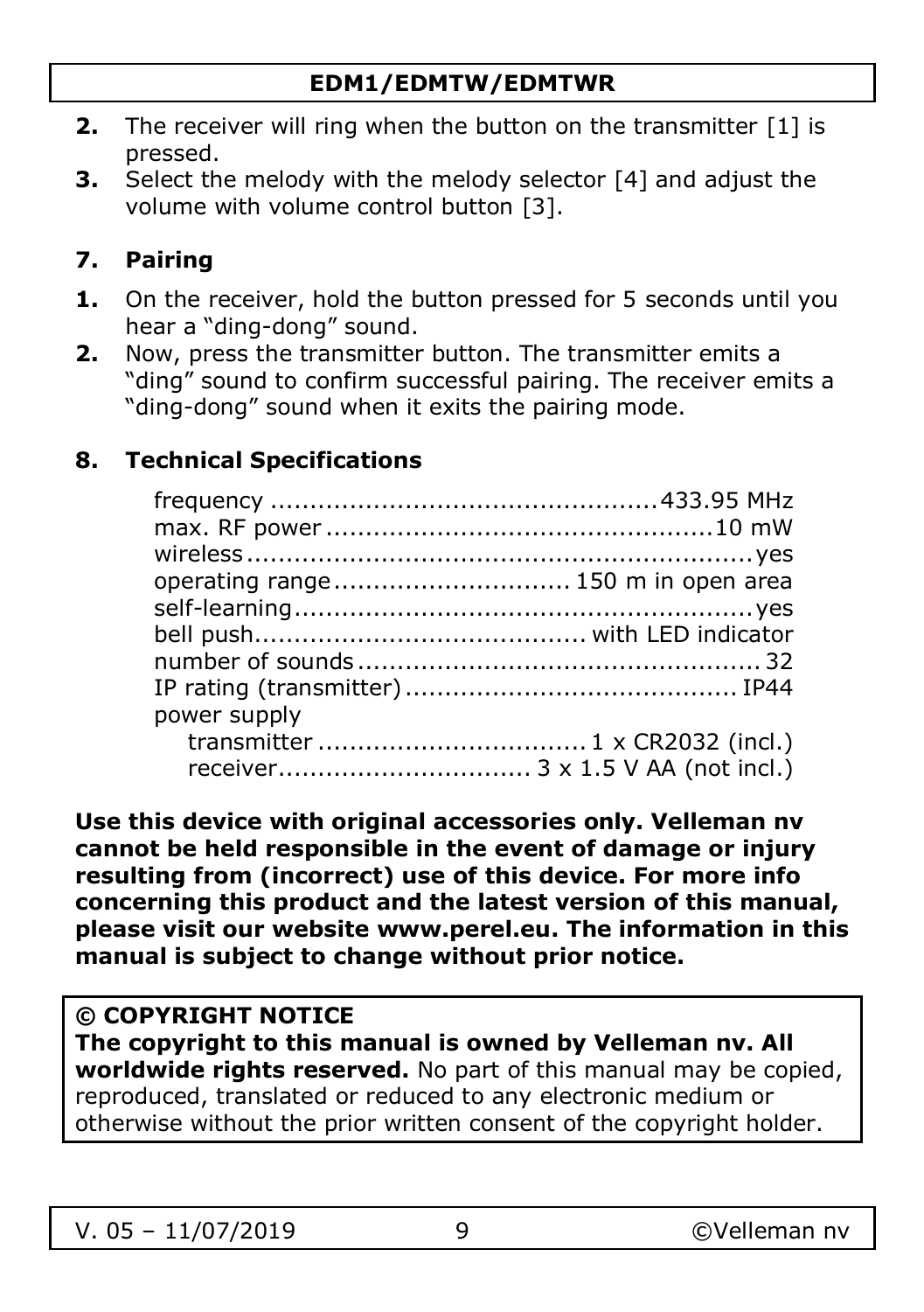2. The receiver will ring when the button on the transmitter [1] is pressed.
3. Select the melody with the melody selector [4] and adjust the volume with volume control button [3].

## 7. Pairing

1. On the receiver, hold the button pressed for 5 seconds until you hear a "ding-dong" sound.
2. Now, press the transmitter button. The transmitter emits a "ding" sound to confirm successful pairing. The receiver emits a "ding-dong" sound when it exits the pairing mode.

## 8. Technical Specifications

| | |
|---|---|
| frequency | 433.95 MHz |
| max. RF power | 10 mW |
| wireless | yes |
| operating range | 150 m in open area |
| self-learning | yes |
| bell push | with LED indicator |
| number of sounds | 32 |
| IP rating (transmitter) | IP44 |
| power supply | |
| transmitter | 1 x CR2032 (incl.) |
| receiver | 3 x 1.5 V AA (not incl.) |

**Use this device with original accessories only. Velleman nv cannot be held responsible in the event of damage or injury resulting from (incorrect) use of this device. For more info concerning this product and the latest version of this manual, please visit our website www.perel.eu. The information in this manual is subject to change without prior notice.**

**© COPYRIGHT NOTICE**
**The copyright to this manual is owned by Velleman nv. All worldwide rights reserved.** No part of this manual may be copied, reproduced, translated or reduced to any electronic medium or otherwise without the prior written consent of the copyright holder.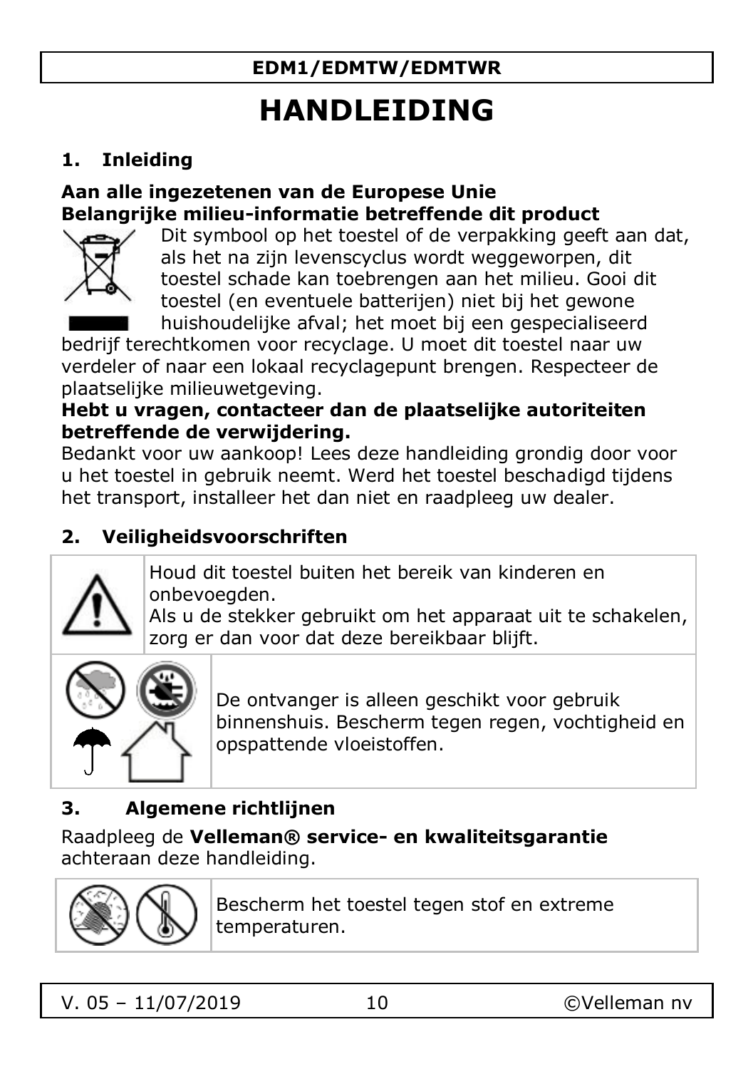# HANDLEIDING

## 1. Inleiding

**Aan alle ingezetenen van de Europese Unie**
**Belangrijke milieu-informatie betreffende dit product**

Dit symbool op het toestel of de verpakking geeft aan dat, als het na zijn levenscyclus wordt weggeworpen, dit toestel schade kan toebrengen aan het milieu. Gooi dit toestel (en eventuele batterijen) niet bij het gewone huishoudelijke afval; het moet bij een gespecialiseerd bedrijf terechtkomen voor recyclage. U moet dit toestel naar uw verdeler of naar een lokaal recyclagepunt brengen. Respecteer de plaatselijke milieuwetgeving.

**Hebt u vragen, contacteer dan de plaatselijke autoriteiten betreffende de verwijdering.**

Bedankt voor uw aankoop! Lees deze handleiding grondig door voor u het toestel in gebruik neemt. Werd het toestel beschadigd tijdens het transport, installeer het dan niet en raadpleeg uw dealer.

## 2. Veiligheidsvoorschriften

| | |
|---|---|
| | Houd dit toestel buiten het bereik van kinderen en onbevoegden.<br>Als u de stekker gebruikt om het apparaat uit te schakelen, zorg er dan voor dat deze bereikbaar blijft. |
| | De ontvanger is alleen geschikt voor gebruik binnenshuis. Bescherm tegen regen, vochtigheid en opspattende vloeistoffen. |

## 3. Algemene richtlijnen

Raadpleeg de **Velleman® service- en kwaliteitsgarantie** achteraan deze handleiding.

| | |
|---|---|
| | Bescherm het toestel tegen stof en extreme temperaturen. |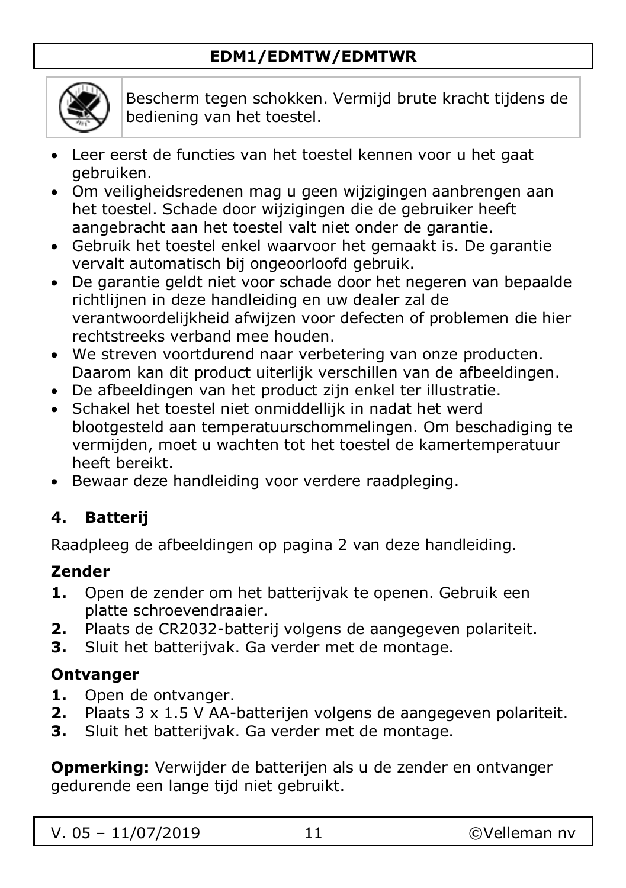| | Bescherm tegen schokken. Vermijd brute kracht tijdens de bediening van het toestel. |
|---|---|

- Leer eerst de functies van het toestel kennen voor u het gaat gebruiken.
- Om veiligheidsredenen mag u geen wijzigingen aanbrengen aan het toestel. Schade door wijzigingen die de gebruiker heeft aangebracht aan het toestel valt niet onder de garantie.
- Gebruik het toestel enkel waarvoor het gemaakt is. De garantie vervalt automatisch bij ongeoorloofd gebruik.
- De garantie geldt niet voor schade door het negeren van bepaalde richtlijnen in deze handleiding en uw dealer zal de verantwoordelijkheid afwijzen voor defecten of problemen die hier rechtstreeks verband mee houden.
- We streven voortdurend naar verbetering van onze producten. Daarom kan dit product uiterlijk verschillen van de afbeeldingen.
- De afbeeldingen van het product zijn enkel ter illustratie.
- Schakel het toestel niet onmiddellijk in nadat het werd blootgesteld aan temperatuurschommelingen. Om beschadiging te vermijden, moet u wachten tot het toestel de kamertemperatuur heeft bereikt.
- Bewaar deze handleiding voor verdere raadpleging.

## 4. Batterij

Raadpleeg de afbeeldingen op pagina 2 van deze handleiding.

### Zender

1. Open de zender om het batterijvak te openen. Gebruik een platte schroevendraaier.
2. Plaats de CR2032-batterij volgens de aangegeven polariteit.
3. Sluit het batterijvak. Ga verder met de montage.

### Ontvanger

1. Open de ontvanger.
2. Plaats 3 x 1.5 V AA-batterijen volgens de aangegeven polariteit.
3. Sluit het batterijvak. Ga verder met de montage.

**Opmerking:** Verwijder de batterijen als u de zender en ontvanger gedurende een lange tijd niet gebruikt.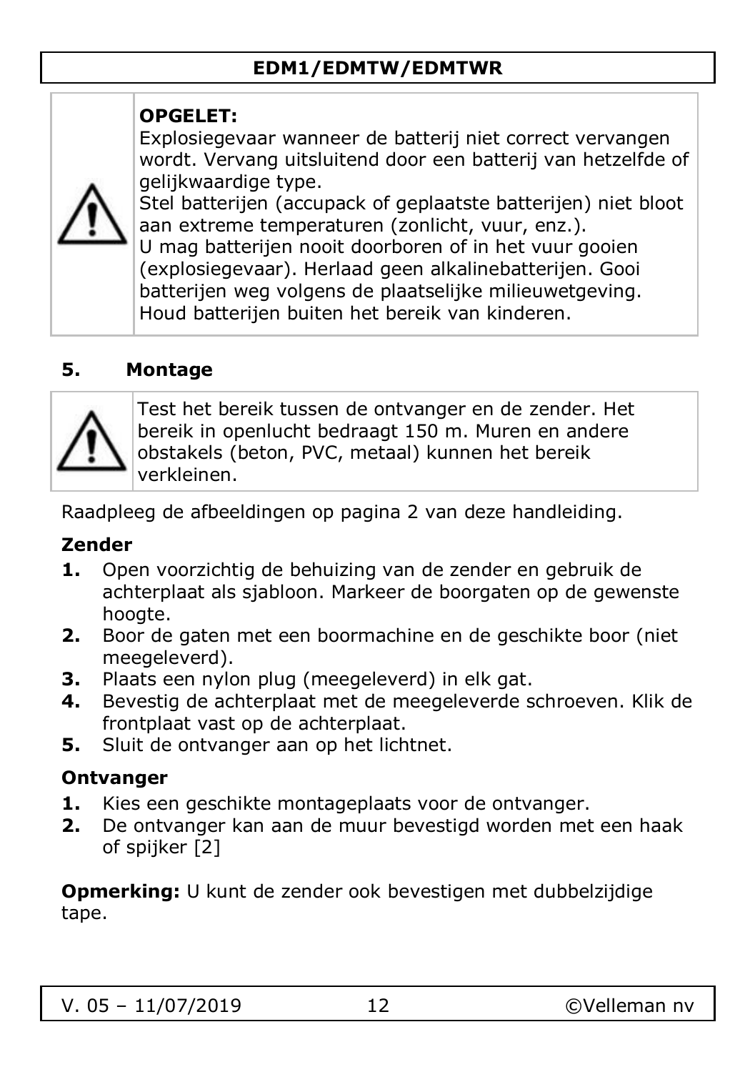**OPGELET:**
Explosiegevaar wanneer de batterij niet correct vervangen wordt. Vervang uitsluitend door een batterij van hetzelfde of gelijkwaardige type.
Stel batterijen (accupack of geplaatste batterijen) niet bloot aan extreme temperaturen (zonlicht, vuur, enz.).
U mag batterijen nooit doorboren of in het vuur gooien (explosiegevaar). Herlaad geen alkalinebatterijen. Gooi batterijen weg volgens de plaatselijke milieuwetgeving. Houd batterijen buiten het bereik van kinderen.

## 5. Montage

Test het bereik tussen de ontvanger en de zender. Het bereik in openlucht bedraagt 150 m. Muren en andere obstakels (beton, PVC, metaal) kunnen het bereik verkleinen.

Raadpleeg de afbeeldingen op pagina 2 van deze handleiding.

### Zender

1. Open voorzichtig de behuizing van de zender en gebruik de achterplaat als sjabloon. Markeer de boorgaten op de gewenste hoogte.
2. Boor de gaten met een boormachine en de geschikte boor (niet meegeleverd).
3. Plaats een nylon plug (meegeleverd) in elk gat.
4. Bevestig de achterplaat met de meegeleverde schroeven. Klik de frontplaat vast op de achterplaat.
5. Sluit de ontvanger aan op het lichtnet.

### Ontvanger

1. Kies een geschikte montageplaats voor de ontvanger.
2. De ontvanger kan aan de muur bevestigd worden met een haak of spijker [2]

**Opmerking:** U kunt de zender ook bevestigen met dubbelzijdige tape.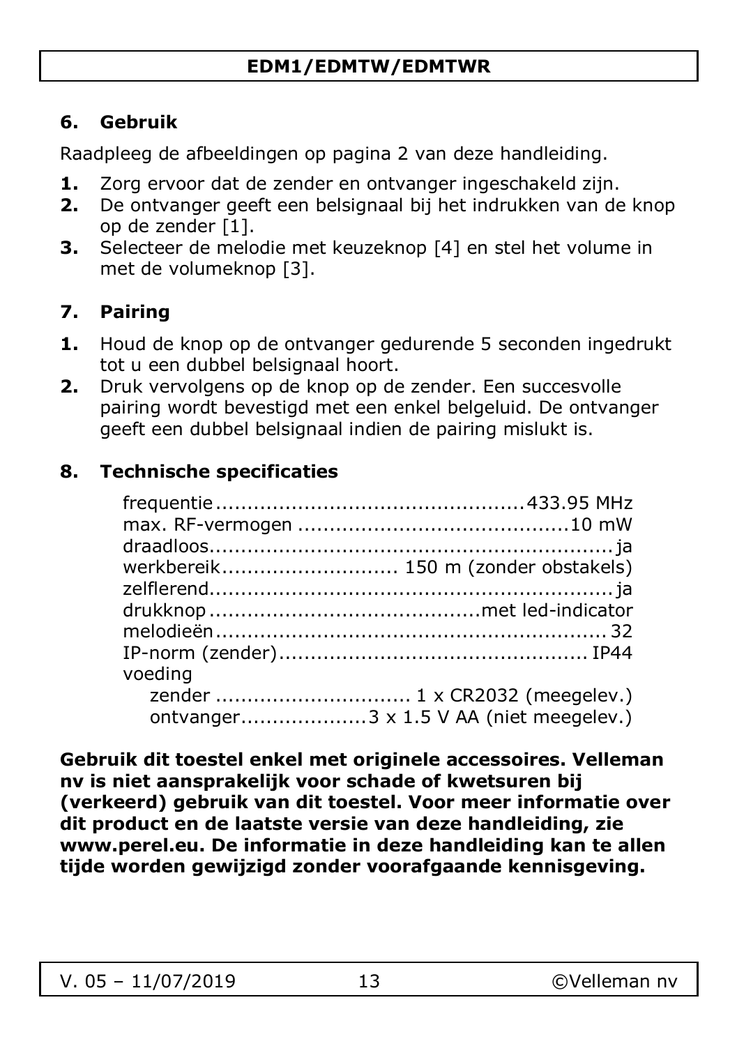## 6. Gebruik

Raadpleeg de afbeeldingen op pagina 2 van deze handleiding.

1. Zorg ervoor dat de zender en ontvanger ingeschakeld zijn.
2. De ontvanger geeft een belsignaal bij het indrukken van de knop op de zender [1].
3. Selecteer de melodie met keuzeknop [4] en stel het volume in met de volumeknop [3].

## 7. Pairing

1. Houd de knop op de ontvanger gedurende 5 seconden ingedrukt tot u een dubbel belsignaal hoort.
2. Druk vervolgens op de knop op de zender. Een succesvolle pairing wordt bevestigd met een enkel belgeluid. De ontvanger geeft een dubbel belsignaal indien de pairing mislukt is.

## 8. Technische specificaties

| | |
|---|---|
| frequentie | 433.95 MHz |
| max. RF-vermogen | 10 mW |
| draadloos | ja |
| werkbereik | 150 m (zonder obstakels) |
| zelflerend | ja |
| drukknop | met led-indicator |
| melodieën | 32 |
| IP-norm (zender) | IP44 |
| voeding | |
| zender | 1 x CR2032 (meegelev.) |
| ontvanger | 3 x 1.5 V AA (niet meegelev.) |

**Gebruik dit toestel enkel met originele accessoires. Velleman nv is niet aansprakelijk voor schade of kwetsuren bij (verkeerd) gebruik van dit toestel. Voor meer informatie over dit product en de laatste versie van deze handleiding, zie www.perel.eu. De informatie in deze handleiding kan te allen tijde worden gewijzigd zonder voorafgaande kennisgeving.**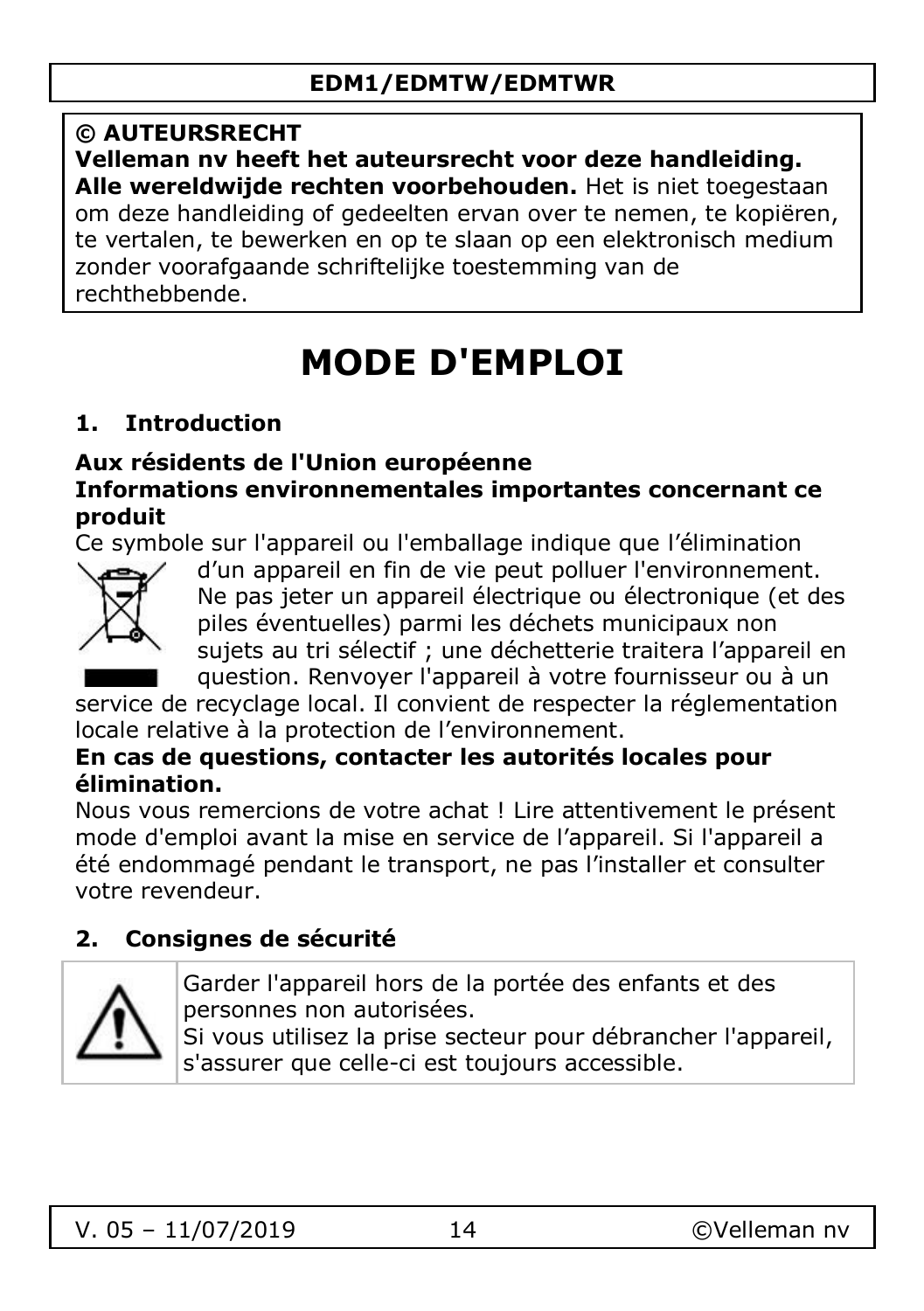**© AUTEURSRECHT**
**Velleman nv heeft het auteursrecht voor deze handleiding. Alle wereldwijde rechten voorbehouden.** Het is niet toegestaan om deze handleiding of gedeelten ervan over te nemen, te kopiëren, te vertalen, te bewerken en op te slaan op een elektronisch medium zonder voorafgaande schriftelijke toestemming van de rechthebbende.

# MODE D'EMPLOI

## 1. Introduction

**Aux résidents de l'Union européenne**
**Informations environnementales importantes concernant ce produit**

Ce symbole sur l'appareil ou l'emballage indique que l'élimination d'un appareil en fin de vie peut polluer l'environnement. Ne pas jeter un appareil électrique ou électronique (et des piles éventuelles) parmi les déchets municipaux non sujets au tri sélectif ; une déchetterie traitera l'appareil en question. Renvoyer l'appareil à votre fournisseur ou à un service de recyclage local. Il convient de respecter la réglementation locale relative à la protection de l'environnement.

**En cas de questions, contacter les autorités locales pour élimination.**

Nous vous remercions de votre achat ! Lire attentivement le présent mode d'emploi avant la mise en service de l'appareil. Si l'appareil a été endommagé pendant le transport, ne pas l'installer et consulter votre revendeur.

## 2. Consignes de sécurité

| | |
|---|---|
| ⚠ | Garder l'appareil hors de la portée des enfants et des personnes non autorisées.<br>Si vous utilisez la prise secteur pour débrancher l'appareil, s'assurer que celle-ci est toujours accessible. |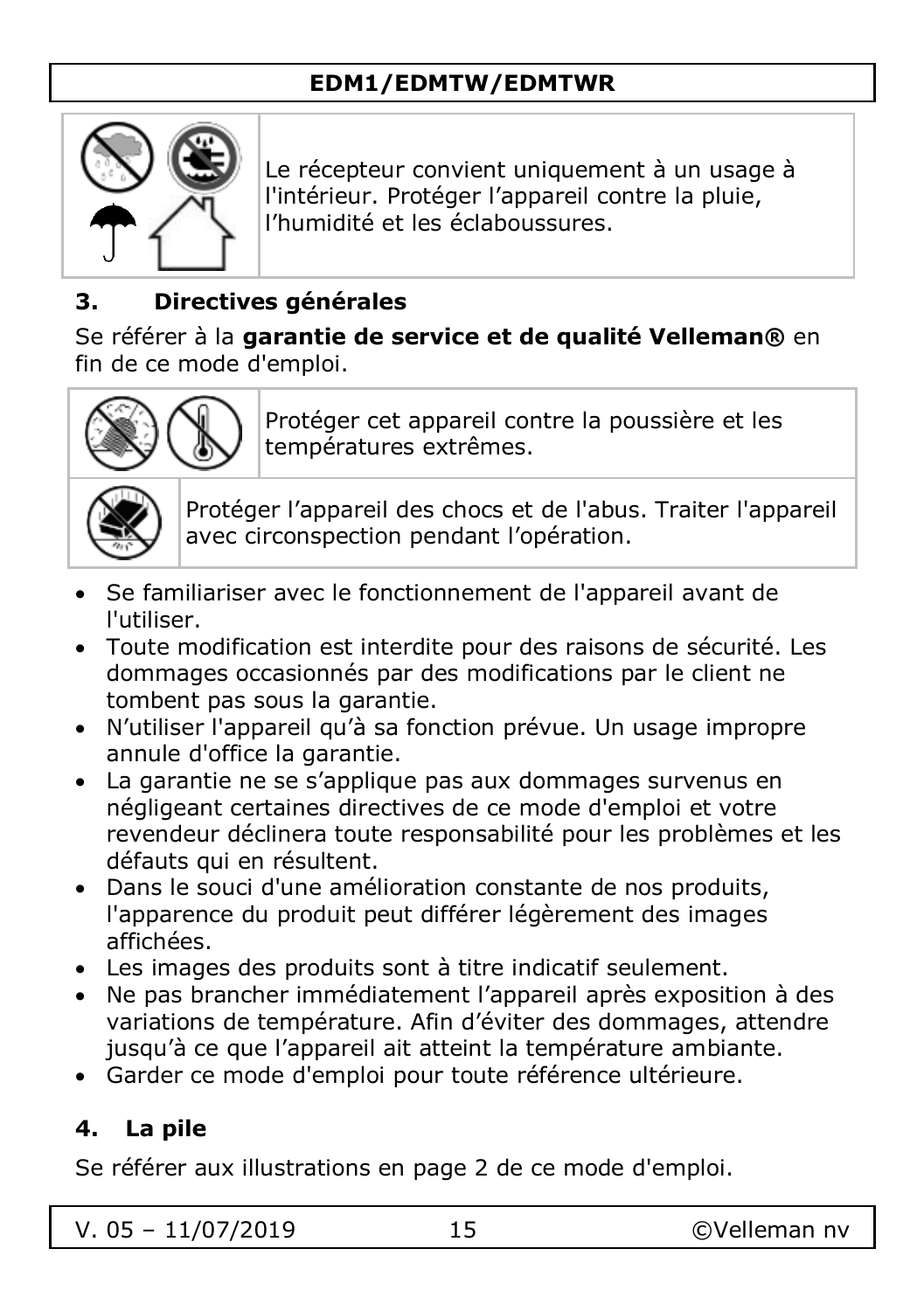Le récepteur convient uniquement à un usage à l'intérieur. Protéger l'appareil contre la pluie, l'humidité et les éclaboussures.

## 3. Directives générales

Se référer à la **garantie de service et de qualité Velleman®** en fin de ce mode d'emploi.

Protéger cet appareil contre la poussière et les températures extrêmes.

Protéger l'appareil des chocs et de l'abus. Traiter l'appareil avec circonspection pendant l'opération.

- Se familiariser avec le fonctionnement de l'appareil avant de l'utiliser.
- Toute modification est interdite pour des raisons de sécurité. Les dommages occasionnés par des modifications par le client ne tombent pas sous la garantie.
- N'utiliser l'appareil qu'à sa fonction prévue. Un usage impropre annule d'office la garantie.
- La garantie ne se s'applique pas aux dommages survenus en négligeant certaines directives de ce mode d'emploi et votre revendeur déclinera toute responsabilité pour les problèmes et les défauts qui en résultent.
- Dans le souci d'une amélioration constante de nos produits, l'apparence du produit peut différer légèrement des images affichées.
- Les images des produits sont à titre indicatif seulement.
- Ne pas brancher immédiatement l'appareil après exposition à des variations de température. Afin d'éviter des dommages, attendre jusqu'à ce que l'appareil ait atteint la température ambiante.
- Garder ce mode d'emploi pour toute référence ultérieure.

## 4. La pile

Se référer aux illustrations en page 2 de ce mode d'emploi.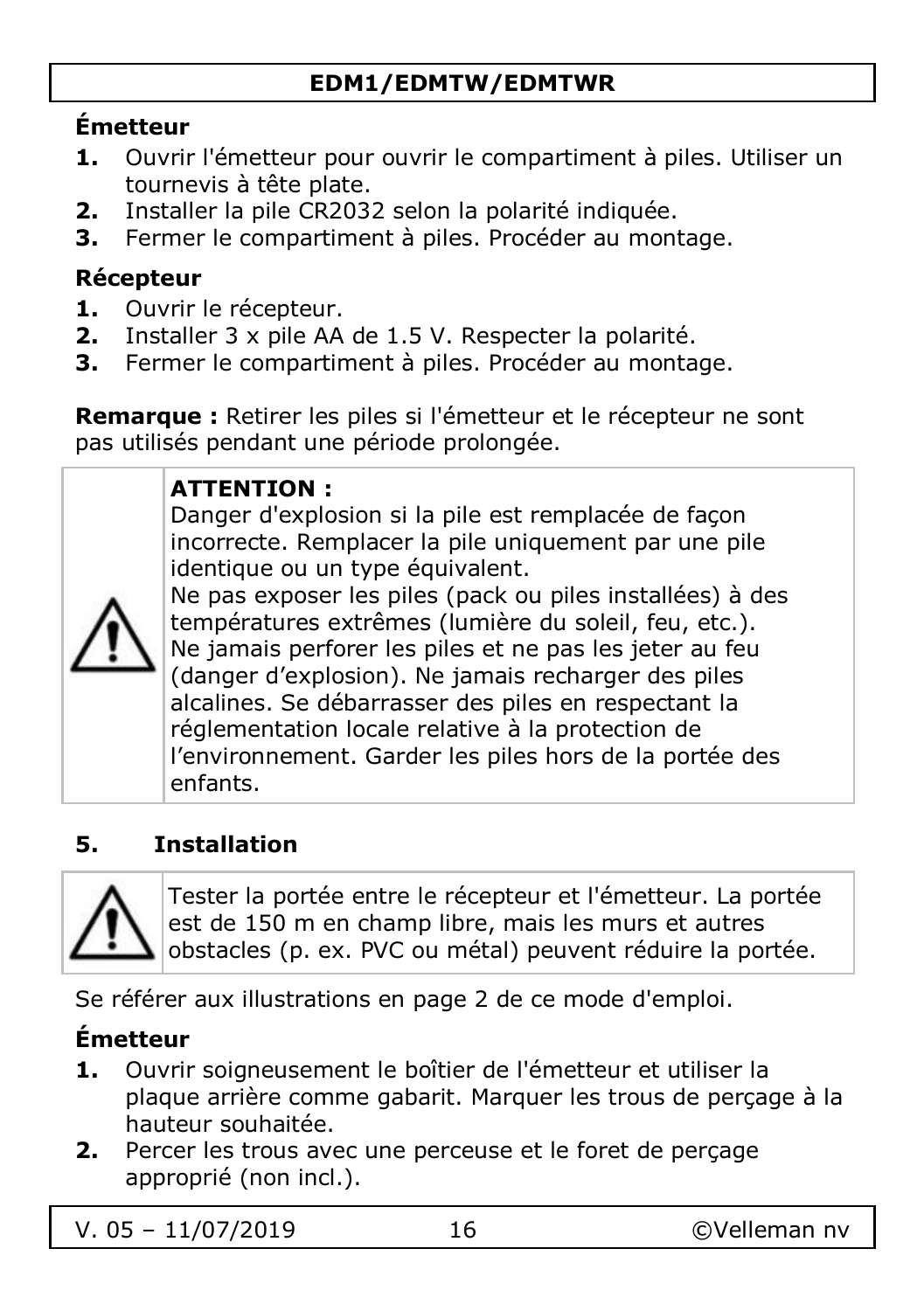### Émetteur

1. Ouvrir l'émetteur pour ouvrir le compartiment à piles. Utiliser un tournevis à tête plate.
2. Installer la pile CR2032 selon la polarité indiquée.
3. Fermer le compartiment à piles. Procéder au montage.

### Récepteur

1. Ouvrir le récepteur.
2. Installer 3 x pile AA de 1.5 V. Respecter la polarité.
3. Fermer le compartiment à piles. Procéder au montage.

**Remarque :** Retirer les piles si l'émetteur et le récepteur ne sont pas utilisés pendant une période prolongée.

**ATTENTION :**
Danger d'explosion si la pile est remplacée de façon incorrecte. Remplacer la pile uniquement par une pile identique ou un type équivalent.
Ne pas exposer les piles (pack ou piles installées) à des températures extrêmes (lumière du soleil, feu, etc.).
Ne jamais perforer les piles et ne pas les jeter au feu (danger d'explosion). Ne jamais recharger des piles alcalines. Se débarrasser des piles en respectant la réglementation locale relative à la protection de l'environnement. Garder les piles hors de la portée des enfants.

## 5. Installation

Tester la portée entre le récepteur et l'émetteur. La portée est de 150 m en champ libre, mais les murs et autres obstacles (p. ex. PVC ou métal) peuvent réduire la portée.

Se référer aux illustrations en page 2 de ce mode d'emploi.

### Émetteur

1. Ouvrir soigneusement le boîtier de l'émetteur et utiliser la plaque arrière comme gabarit. Marquer les trous de perçage à la hauteur souhaitée.
2. Percer les trous avec une perceuse et le foret de perçage approprié (non incl.).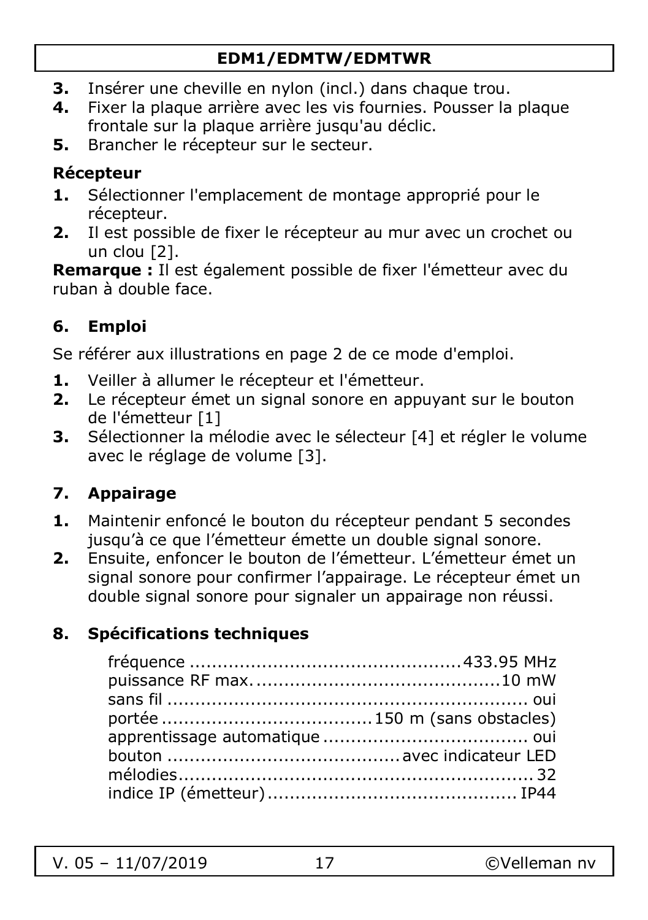3. Insérer une cheville en nylon (incl.) dans chaque trou.
4. Fixer la plaque arrière avec les vis fournies. Pousser la plaque frontale sur la plaque arrière jusqu'au déclic.
5. Brancher le récepteur sur le secteur.

**Récepteur**

1. Sélectionner l'emplacement de montage approprié pour le récepteur.
2. Il est possible de fixer le récepteur au mur avec un crochet ou un clou [2].

**Remarque :** Il est également possible de fixer l'émetteur avec du ruban à double face.

## 6. Emploi

Se référer aux illustrations en page 2 de ce mode d'emploi.

1. Veiller à allumer le récepteur et l'émetteur.
2. Le récepteur émet un signal sonore en appuyant sur le bouton de l'émetteur [1]
3. Sélectionner la mélodie avec le sélecteur [4] et régler le volume avec le réglage de volume [3].

## 7. Appairage

1. Maintenir enfoncé le bouton du récepteur pendant 5 secondes jusqu'à ce que l'émetteur émette un double signal sonore.
2. Ensuite, enfoncer le bouton de l'émetteur. L'émetteur émet un signal sonore pour confirmer l'appairage. Le récepteur émet un double signal sonore pour signaler un appairage non réussi.

## 8. Spécifications techniques

| | |
|---|---|
| fréquence | 433.95 MHz |
| puissance RF max. | 10 mW |
| sans fil | oui |
| portée | 150 m (sans obstacles) |
| apprentissage automatique | oui |
| bouton | avec indicateur LED |
| mélodies | 32 |
| indice IP (émetteur) | IP44 |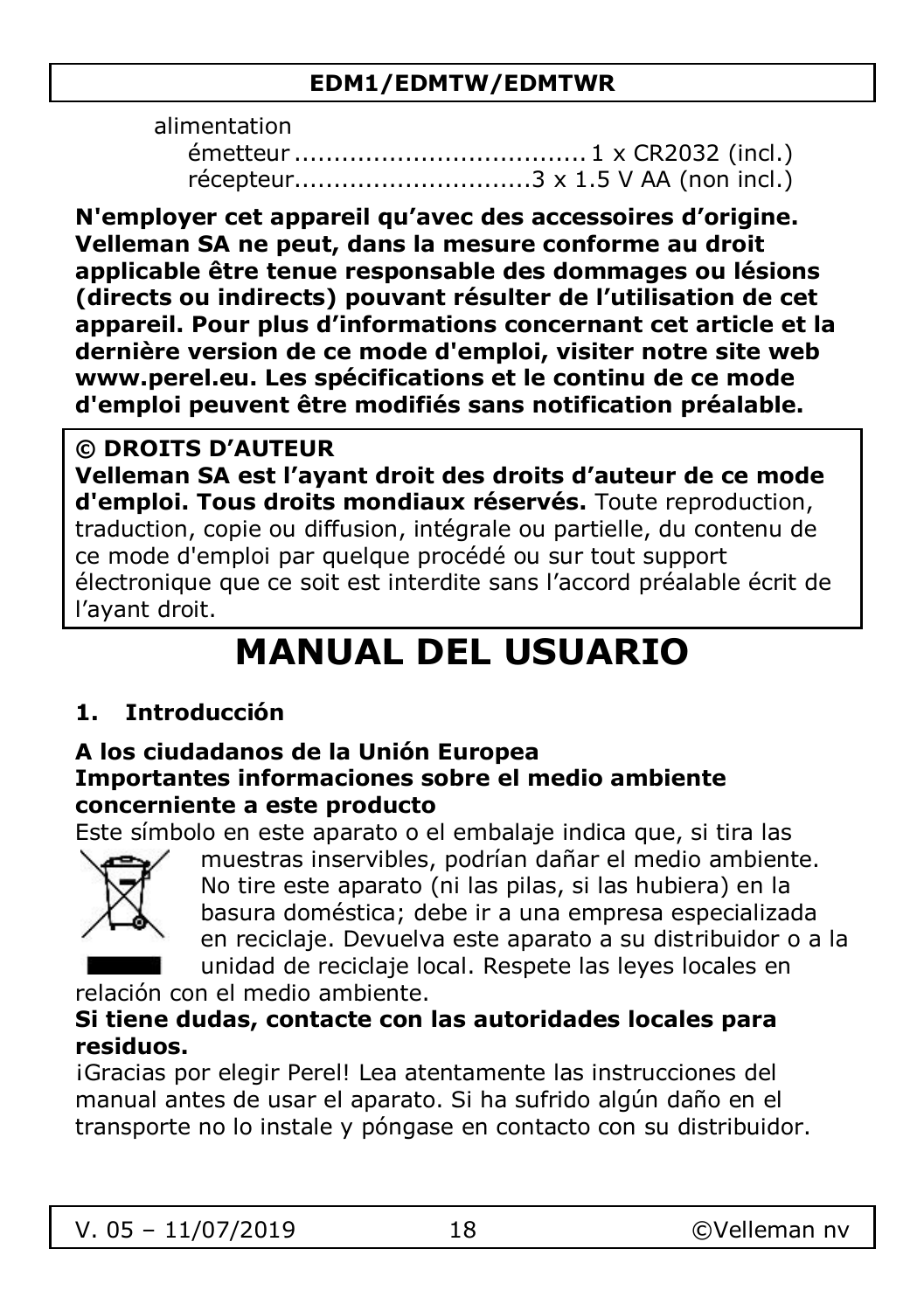alimentation
émetteur .................................... 1 x CR2032 (incl.)
récepteur..............................3 x 1.5 V AA (non incl.)

**N'employer cet appareil qu'avec des accessoires d'origine. Velleman SA ne peut, dans la mesure conforme au droit applicable être tenue responsable des dommages ou lésions (directs ou indirects) pouvant résulter de l'utilisation de cet appareil. Pour plus d'informations concernant cet article et la dernière version de ce mode d'emploi, visiter notre site web www.perel.eu. Les spécifications et le continu de ce mode d'emploi peuvent être modifiés sans notification préalable.**

**© DROITS D'AUTEUR**
**Velleman SA est l'ayant droit des droits d'auteur de ce mode d'emploi. Tous droits mondiaux réservés.** Toute reproduction, traduction, copie ou diffusion, intégrale ou partielle, du contenu de ce mode d'emploi par quelque procédé ou sur tout support électronique que ce soit est interdite sans l'accord préalable écrit de l'ayant droit.

# MANUAL DEL USUARIO

## 1. Introducción

**A los ciudadanos de la Unión Europea**
**Importantes informaciones sobre el medio ambiente concerniente a este producto**

Este símbolo en este aparato o el embalaje indica que, si tira las muestras inservibles, podrían dañar el medio ambiente. No tire este aparato (ni las pilas, si las hubiera) en la basura doméstica; debe ir a una empresa especializada en reciclaje. Devuelva este aparato a su distribuidor o a la unidad de reciclaje local. Respete las leyes locales en relación con el medio ambiente.

**Si tiene dudas, contacte con las autoridades locales para residuos.**

¡Gracias por elegir Perel! Lea atentamente las instrucciones del manual antes de usar el aparato. Si ha sufrido algún daño en el transporte no lo instale y póngase en contacto con su distribuidor.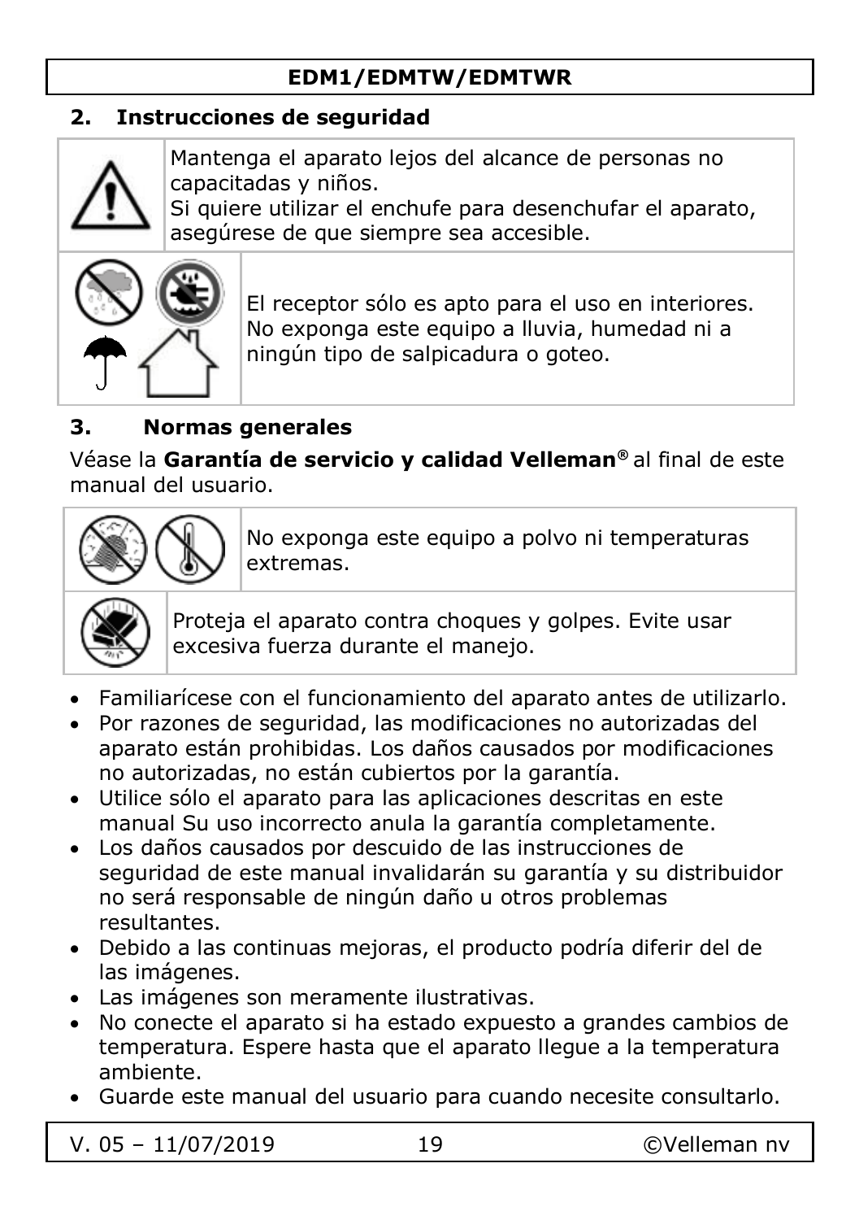## 2. Instrucciones de seguridad

Mantenga el aparato lejos del alcance de personas no capacitadas y niños.
Si quiere utilizar el enchufe para desenchufar el aparato, asegúrese de que siempre sea accesible.

El receptor sólo es apto para el uso en interiores. No exponga este equipo a lluvia, humedad ni a ningún tipo de salpicadura o goteo.

## 3. Normas generales

Véase la **Garantía de servicio y calidad Velleman®** al final de este manual del usuario.

No exponga este equipo a polvo ni temperaturas extremas.

Proteja el aparato contra choques y golpes. Evite usar excesiva fuerza durante el manejo.

- Familiarícese con el funcionamiento del aparato antes de utilizarlo.
- Por razones de seguridad, las modificaciones no autorizadas del aparato están prohibidas. Los daños causados por modificaciones no autorizadas, no están cubiertos por la garantía.
- Utilice sólo el aparato para las aplicaciones descritas en este manual Su uso incorrecto anula la garantía completamente.
- Los daños causados por descuido de las instrucciones de seguridad de este manual invalidarán su garantía y su distribuidor no será responsable de ningún daño u otros problemas resultantes.
- Debido a las continuas mejoras, el producto podría diferir del de las imágenes.
- Las imágenes son meramente ilustrativas.
- No conecte el aparato si ha estado expuesto a grandes cambios de temperatura. Espere hasta que el aparato llegue a la temperatura ambiente.
- Guarde este manual del usuario para cuando necesite consultarlo.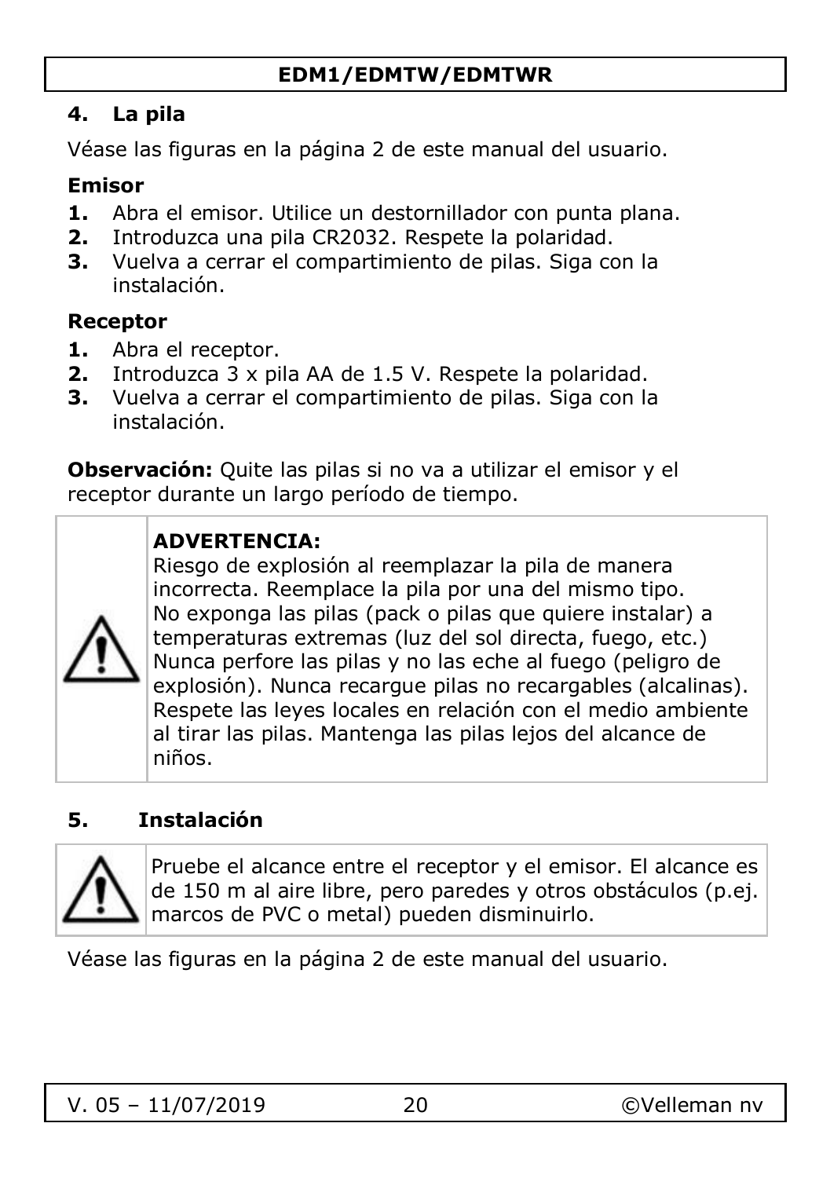## 4. La pila

Véase las figuras en la página 2 de este manual del usuario.

### Emisor

1. Abra el emisor. Utilice un destornillador con punta plana.
2. Introduzca una pila CR2032. Respete la polaridad.
3. Vuelva a cerrar el compartimiento de pilas. Siga con la instalación.

### Receptor

1. Abra el receptor.
2. Introduzca 3 x pila AA de 1.5 V. Respete la polaridad.
3. Vuelva a cerrar el compartimiento de pilas. Siga con la instalación.

**Observación:** Quite las pilas si no va a utilizar el emisor y el receptor durante un largo período de tiempo.

**ADVERTENCIA:**
Riesgo de explosión al reemplazar la pila de manera incorrecta. Reemplace la pila por una del mismo tipo. No exponga las pilas (pack o pilas que quiere instalar) a temperaturas extremas (luz del sol directa, fuego, etc.) Nunca perfore las pilas y no las eche al fuego (peligro de explosión). Nunca recargue pilas no recargables (alcalinas). Respete las leyes locales en relación con el medio ambiente al tirar las pilas. Mantenga las pilas lejos del alcance de niños.

## 5. Instalación

Pruebe el alcance entre el receptor y el emisor. El alcance es de 150 m al aire libre, pero paredes y otros obstáculos (p.ej. marcos de PVC o metal) pueden disminuirlo.

Véase las figuras en la página 2 de este manual del usuario.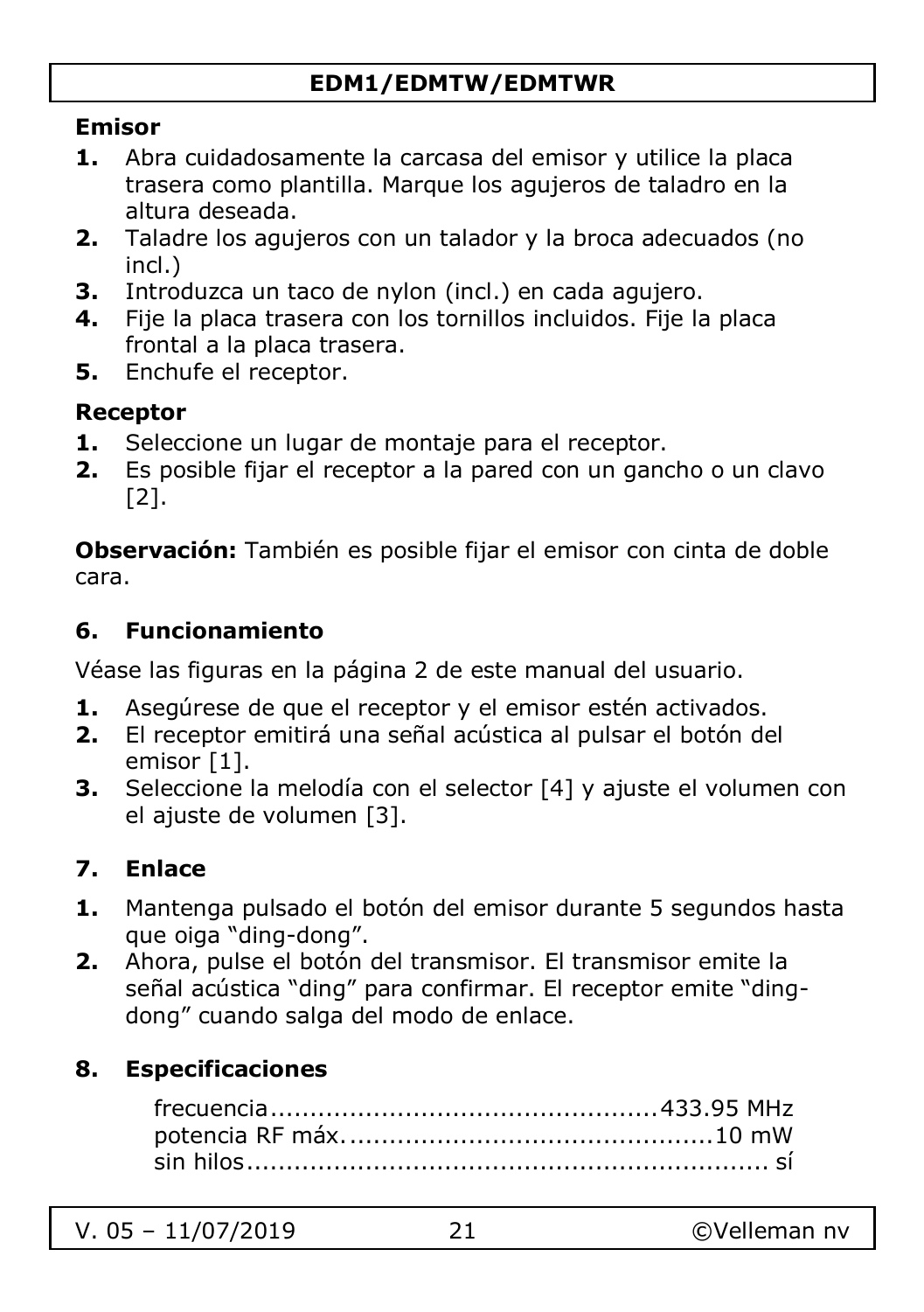**Emisor**

1. Abra cuidadosamente la carcasa del emisor y utilice la placa trasera como plantilla. Marque los agujeros de taladro en la altura deseada.
2. Taladre los agujeros con un talador y la broca adecuados (no incl.)
3. Introduzca un taco de nylon (incl.) en cada agujero.
4. Fije la placa trasera con los tornillos incluidos. Fije la placa frontal a la placa trasera.
5. Enchufe el receptor.

**Receptor**

1. Seleccione un lugar de montaje para el receptor.
2. Es posible fijar el receptor a la pared con un gancho o un clavo [2].

**Observación:** También es posible fijar el emisor con cinta de doble cara.

## 6. Funcionamiento

Véase las figuras en la página 2 de este manual del usuario.

1. Asegúrese de que el receptor y el emisor estén activados.
2. El receptor emitirá una señal acústica al pulsar el botón del emisor [1].
3. Seleccione la melodía con el selector [4] y ajuste el volumen con el ajuste de volumen [3].

## 7. Enlace

1. Mantenga pulsado el botón del emisor durante 5 segundos hasta que oiga "ding-dong".
2. Ahora, pulse el botón del transmisor. El transmisor emite la señal acústica "ding" para confirmar. El receptor emite "ding-dong" cuando salga del modo de enlace.

## 8. Especificaciones

| | |
|---|---|
| frecuencia | 433.95 MHz |
| potencia RF máx. | 10 mW |
| sin hilos | sí |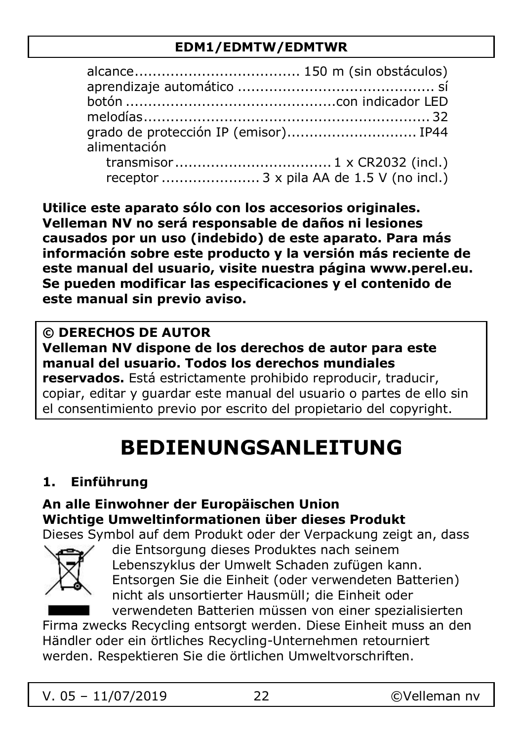alcance .................................... 150 m (sin obstáculos)
aprendizaje automático ........................................... sí
botón ..............................................con indicador LED
melodías ................................................................ 32
grado de protección IP (emisor) ............................ IP44
alimentación
transmisor .................................. 1 x CR2032 (incl.)
receptor ...................... 3 x pila AA de 1.5 V (no incl.)

**Utilice este aparato sólo con los accesorios originales. Velleman NV no será responsable de daños ni lesiones causados por un uso (indebido) de este aparato. Para más información sobre este producto y la versión más reciente de este manual del usuario, visite nuestra página www.perel.eu. Se pueden modificar las especificaciones y el contenido de este manual sin previo aviso.**

**© DERECHOS DE AUTOR**
**Velleman NV dispone de los derechos de autor para este manual del usuario. Todos los derechos mundiales reservados.** Está estrictamente prohibido reproducir, traducir, copiar, editar y guardar este manual del usuario o partes de ello sin el consentimiento previo por escrito del propietario del copyright.

# BEDIENUNGSANLEITUNG

## 1. Einführung

**An alle Einwohner der Europäischen Union**
**Wichtige Umweltinformationen über dieses Produkt**

Dieses Symbol auf dem Produkt oder der Verpackung zeigt an, dass die Entsorgung dieses Produktes nach seinem Lebenszyklus der Umwelt Schaden zufügen kann. Entsorgen Sie die Einheit (oder verwendeten Batterien) nicht als unsortierter Hausmüll; die Einheit oder verwendeten Batterien müssen von einer spezialisierten Firma zwecks Recycling entsorgt werden. Diese Einheit muss an den Händler oder ein örtliches Recycling-Unternehmen retourniert werden. Respektieren Sie die örtlichen Umweltvorschriften.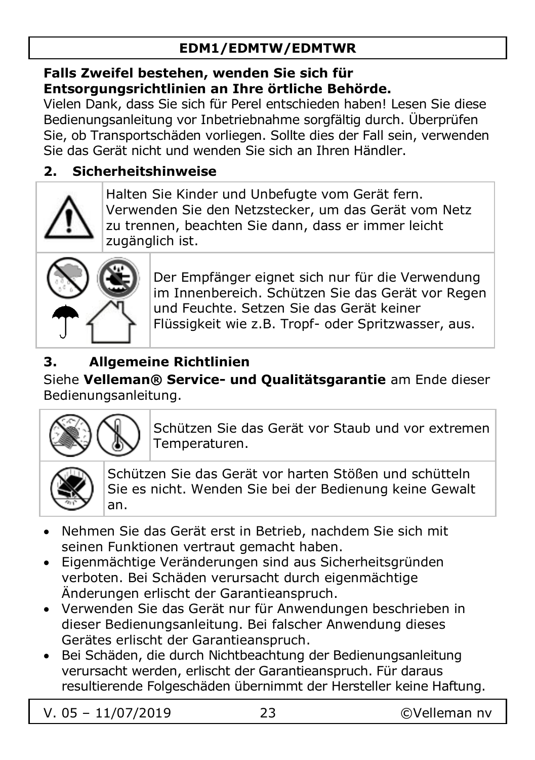**Falls Zweifel bestehen, wenden Sie sich für Entsorgungsrichtlinien an Ihre örtliche Behörde.**

Vielen Dank, dass Sie sich für Perel entschieden haben! Lesen Sie diese Bedienungsanleitung vor Inbetriebnahme sorgfältig durch. Überprüfen Sie, ob Transportschäden vorliegen. Sollte dies der Fall sein, verwenden Sie das Gerät nicht und wenden Sie sich an Ihren Händler.

## 2. Sicherheitshinweise

Halten Sie Kinder und Unbefugte vom Gerät fern. Verwenden Sie den Netzstecker, um das Gerät vom Netz zu trennen, beachten Sie dann, dass er immer leicht zugänglich ist.

Der Empfänger eignet sich nur für die Verwendung im Innenbereich. Schützen Sie das Gerät vor Regen und Feuchte. Setzen Sie das Gerät keiner Flüssigkeit wie z.B. Tropf- oder Spritzwasser, aus.

## 3. Allgemeine Richtlinien

Siehe **Velleman® Service- und Qualitätsgarantie** am Ende dieser Bedienungsanleitung.

Schützen Sie das Gerät vor Staub und vor extremen Temperaturen.

Schützen Sie das Gerät vor harten Stößen und schütteln Sie es nicht. Wenden Sie bei der Bedienung keine Gewalt an.

- Nehmen Sie das Gerät erst in Betrieb, nachdem Sie sich mit seinen Funktionen vertraut gemacht haben.
- Eigenmächtige Veränderungen sind aus Sicherheitsgründen verboten. Bei Schäden verursacht durch eigenmächtige Änderungen erlischt der Garantieanspruch.
- Verwenden Sie das Gerät nur für Anwendungen beschrieben in dieser Bedienungsanleitung. Bei falscher Anwendung dieses Gerätes erlischt der Garantieanspruch.
- Bei Schäden, die durch Nichtbeachtung der Bedienungsanleitung verursacht werden, erlischt der Garantieanspruch. Für daraus resultierende Folgeschäden übernimmt der Hersteller keine Haftung.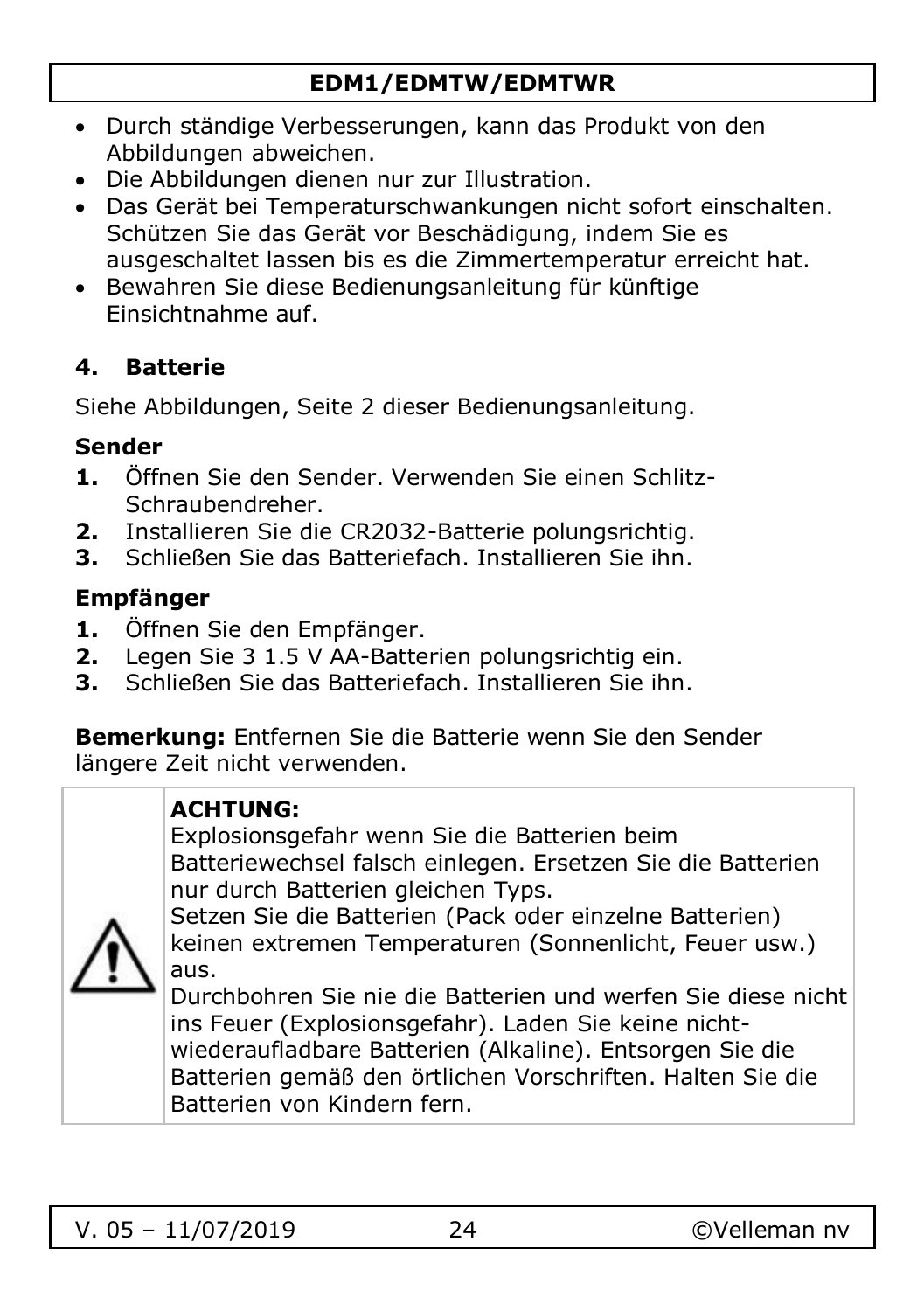- Durch ständige Verbesserungen, kann das Produkt von den Abbildungen abweichen.
- Die Abbildungen dienen nur zur Illustration.
- Das Gerät bei Temperaturschwankungen nicht sofort einschalten. Schützen Sie das Gerät vor Beschädigung, indem Sie es ausgeschaltet lassen bis es die Zimmertemperatur erreicht hat.
- Bewahren Sie diese Bedienungsanleitung für künftige Einsichtnahme auf.

## 4. Batterie

Siehe Abbildungen, Seite 2 dieser Bedienungsanleitung.

### Sender

1. Öffnen Sie den Sender. Verwenden Sie einen Schlitz-Schraubendreher.
2. Installieren Sie die CR2032-Batterie polungsrichtig.
3. Schließen Sie das Batteriefach. Installieren Sie ihn.

### Empfänger

1. Öffnen Sie den Empfänger.
2. Legen Sie 3 1.5 V AA-Batterien polungsrichtig ein.
3. Schließen Sie das Batteriefach. Installieren Sie ihn.

**Bemerkung:** Entfernen Sie die Batterie wenn Sie den Sender längere Zeit nicht verwenden.

**ACHTUNG:**
Explosionsgefahr wenn Sie die Batterien beim Batteriewechsel falsch einlegen. Ersetzen Sie die Batterien nur durch Batterien gleichen Typs.
Setzen Sie die Batterien (Pack oder einzelne Batterien) keinen extremen Temperaturen (Sonnenlicht, Feuer usw.) aus.
Durchbohren Sie nie die Batterien und werfen Sie diese nicht ins Feuer (Explosionsgefahr). Laden Sie keine nicht-wiederaufladbare Batterien (Alkaline). Entsorgen Sie die Batterien gemäß den örtlichen Vorschriften. Halten Sie die Batterien von Kindern fern.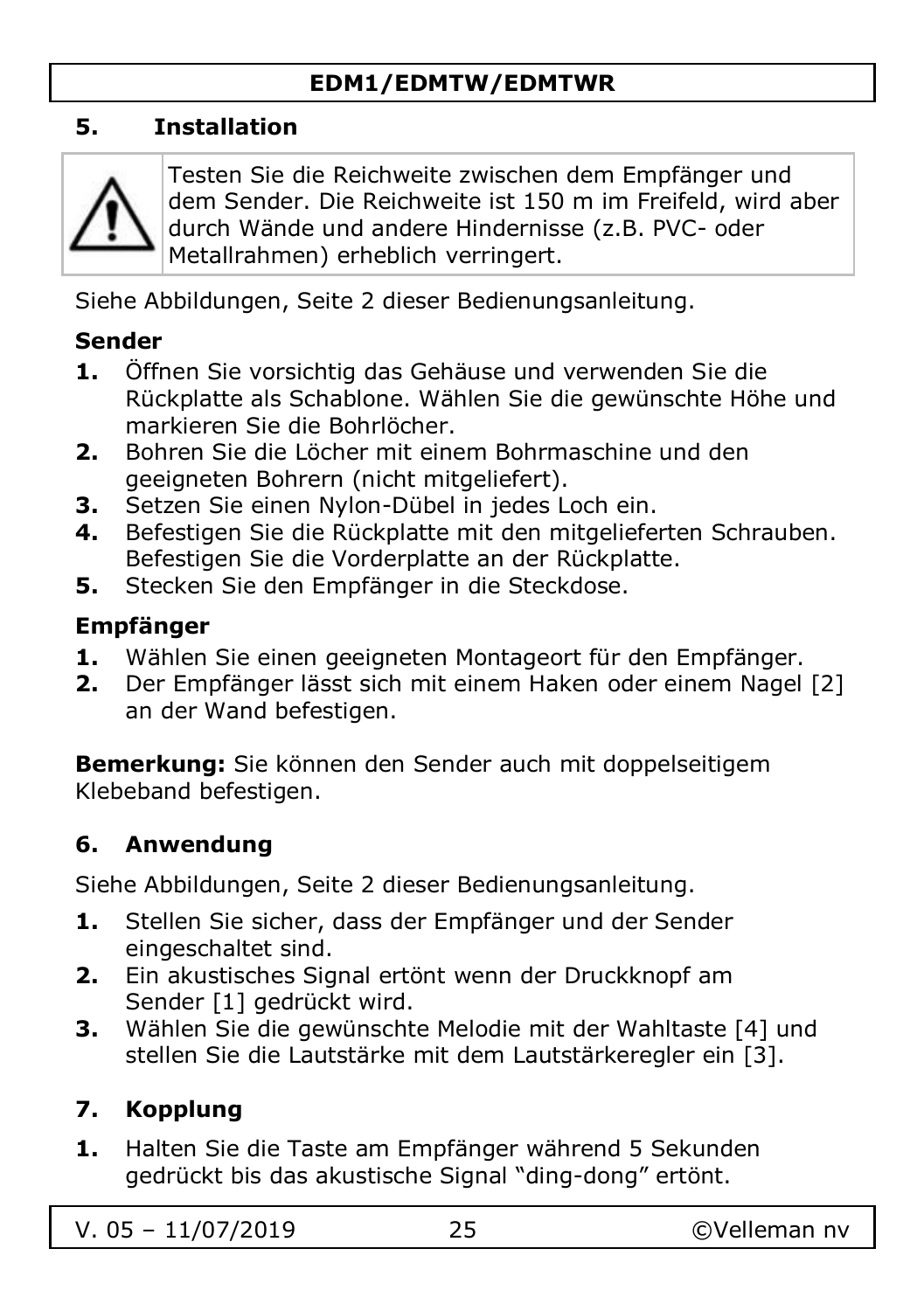## 5. Installation

> ⚠ Testen Sie die Reichweite zwischen dem Empfänger und dem Sender. Die Reichweite ist 150 m im Freifeld, wird aber durch Wände und andere Hindernisse (z.B. PVC- oder Metallrahmen) erheblich verringert.

Siehe Abbildungen, Seite 2 dieser Bedienungsanleitung.

### Sender

1. Öffnen Sie vorsichtig das Gehäuse und verwenden Sie die Rückplatte als Schablone. Wählen Sie die gewünschte Höhe und markieren Sie die Bohrlöcher.
2. Bohren Sie die Löcher mit einem Bohrmaschine und den geeigneten Bohrern (nicht mitgeliefert).
3. Setzen Sie einen Nylon-Dübel in jedes Loch ein.
4. Befestigen Sie die Rückplatte mit den mitgelieferten Schrauben. Befestigen Sie die Vorderplatte an der Rückplatte.
5. Stecken Sie den Empfänger in die Steckdose.

### Empfänger

1. Wählen Sie einen geeigneten Montageort für den Empfänger.
2. Der Empfänger lässt sich mit einem Haken oder einem Nagel [2] an der Wand befestigen.

**Bemerkung:** Sie können den Sender auch mit doppelseitigem Klebeband befestigen.

## 6. Anwendung

Siehe Abbildungen, Seite 2 dieser Bedienungsanleitung.

1. Stellen Sie sicher, dass der Empfänger und der Sender eingeschaltet sind.
2. Ein akustisches Signal ertönt wenn der Druckknopf am Sender [1] gedrückt wird.
3. Wählen Sie die gewünschte Melodie mit der Wahltaste [4] und stellen Sie die Lautstärke mit dem Lautstärkeregler ein [3].

## 7. Kopplung

1. Halten Sie die Taste am Empfänger während 5 Sekunden gedrückt bis das akustische Signal "ding-dong" ertönt.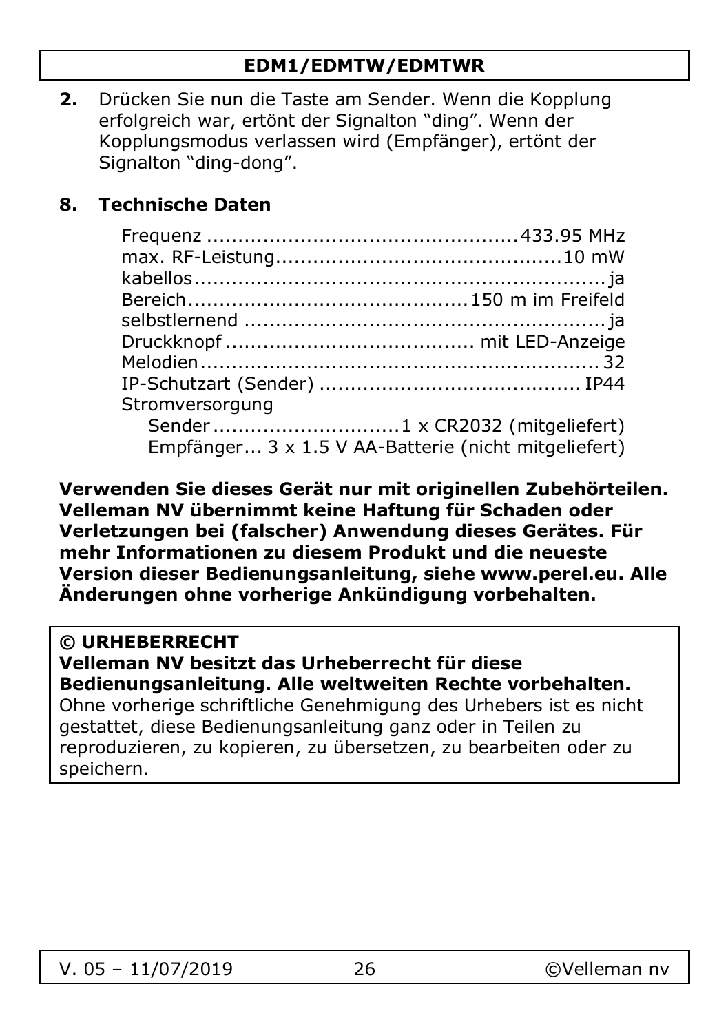2. Drücken Sie nun die Taste am Sender. Wenn die Kopplung erfolgreich war, ertönt der Signalton "ding". Wenn der Kopplungsmodus verlassen wird (Empfänger), ertönt der Signalton "ding-dong".

## 8. Technische Daten

Frequenz ................................................ 433.95 MHz
max. RF-Leistung............................................. 10 mW
kabellos .................................................................. ja
Bereich ........................................... 150 m im Freifeld
selbstlernend ......................................................... ja
Druckknopf ...................................... mit LED-Anzeige
Melodien ................................................................ 32
IP-Schutzart (Sender) ........................................ IP44
Stromversorgung
  Sender ............................ 1 x CR2032 (mitgeliefert)
  Empfänger... 3 x 1.5 V AA-Batterie (nicht mitgeliefert)

**Verwenden Sie dieses Gerät nur mit originellen Zubehörteilen. Velleman NV übernimmt keine Haftung für Schaden oder Verletzungen bei (falscher) Anwendung dieses Gerätes. Für mehr Informationen zu diesem Produkt und die neueste Version dieser Bedienungsanleitung, siehe www.perel.eu. Alle Änderungen ohne vorherige Ankündigung vorbehalten.**

**© URHEBERRECHT**
**Velleman NV besitzt das Urheberrecht für diese Bedienungsanleitung. Alle weltweiten Rechte vorbehalten.**
Ohne vorherige schriftliche Genehmigung des Urhebers ist es nicht gestattet, diese Bedienungsanleitung ganz oder in Teilen zu reproduzieren, zu kopieren, zu übersetzen, zu bearbeiten oder zu speichern.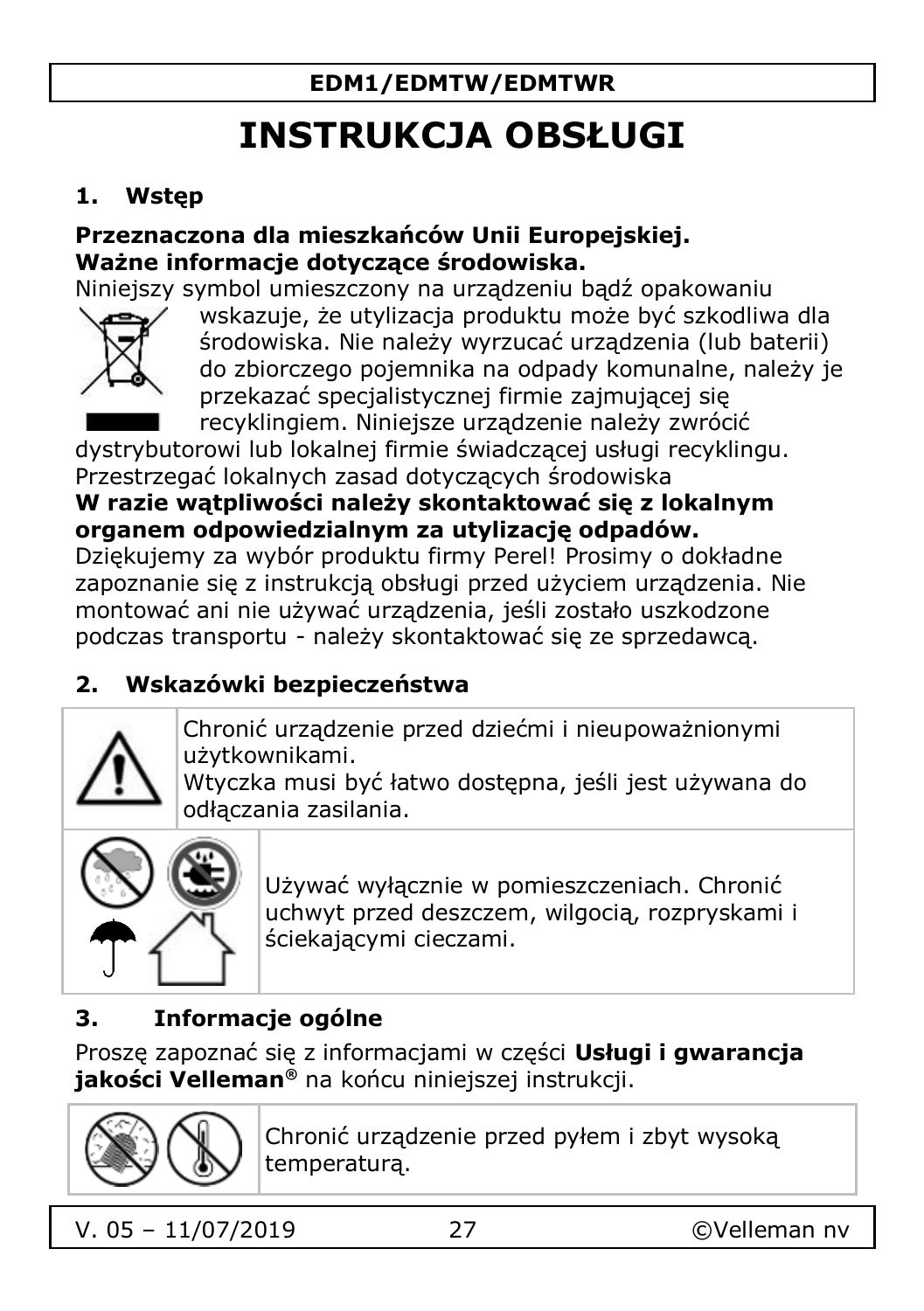# INSTRUKCJA OBSŁUGI

## 1. Wstęp

**Przeznaczona dla mieszkańców Unii Europejskiej.**
**Ważne informacje dotyczące środowiska.**

Niniejszy symbol umieszczony na urządzeniu bądź opakowaniu wskazuje, że utylizacja produktu może być szkodliwa dla środowiska. Nie należy wyrzucać urządzenia (lub baterii) do zbiorczego pojemnika na odpady komunalne, należy je przekazać specjalistycznej firmie zajmującej się recyklingiem. Niniejsze urządzenie należy zwrócić dystrybutorowi lub lokalnej firmie świadczącej usługi recyklingu. Przestrzegać lokalnych zasad dotyczących środowiska

**W razie wątpliwości należy skontaktować się z lokalnym organem odpowiedzialnym za utylizację odpadów.**

Dziękujemy za wybór produktu firmy Perel! Prosimy o dokładne zapoznanie się z instrukcją obsługi przed użyciem urządzenia. Nie montować ani nie używać urządzenia, jeśli zostało uszkodzone podczas transportu - należy skontaktować się ze sprzedawcą.

## 2. Wskazówki bezpieczeństwa

| | |
|---|---|
| | Chronić urządzenie przed dziećmi i nieupoważnionymi użytkownikami. Wtyczka musi być łatwo dostępna, jeśli jest używana do odłączania zasilania. |
| | Używać wyłącznie w pomieszczeniach. Chronić uchwyt przed deszczem, wilgocią, rozpryskami i ściekającymi cieczami. |

## 3. Informacje ogólne

Proszę zapoznać się z informacjami w części **Usługi i gwarancja jakości Velleman®** na końcu niniejszej instrukcji.

| | |
|---|---|
| | Chronić urządzenie przed pyłem i zbyt wysoką temperaturą. |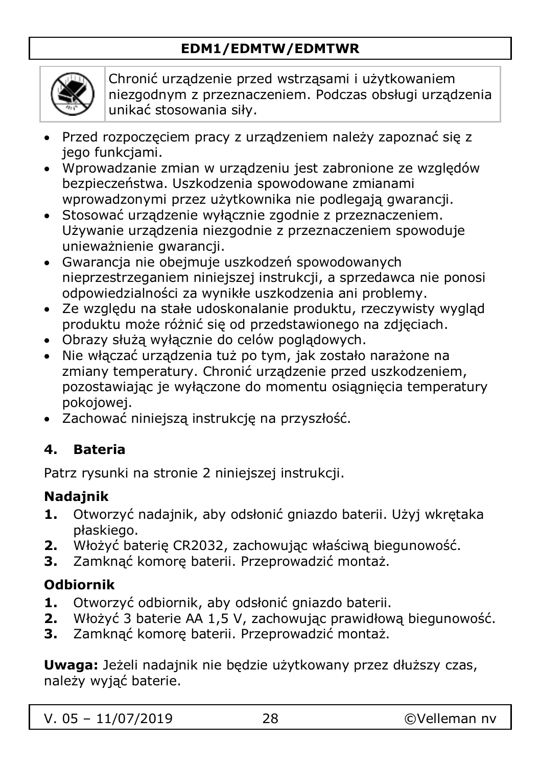Chronić urządzenie przed wstrząsami i użytkowaniem niezgodnym z przeznaczeniem. Podczas obsługi urządzenia unikać stosowania siły.

- Przed rozpoczęciem pracy z urządzeniem należy zapoznać się z jego funkcjami.
- Wprowadzanie zmian w urządzeniu jest zabronione ze względów bezpieczeństwa. Uszkodzenia spowodowane zmianami wprowadzonymi przez użytkownika nie podlegają gwarancji.
- Stosować urządzenie wyłącznie zgodnie z przeznaczeniem. Używanie urządzenia niezgodnie z przeznaczeniem spowoduje unieważnienie gwarancji.
- Gwarancja nie obejmuje uszkodzeń spowodowanych nieprzestrzeganiem niniejszej instrukcji, a sprzedawca nie ponosi odpowiedzialności za wynikłe uszkodzenia ani problemy.
- Ze względu na stałe udoskonalanie produktu, rzeczywisty wygląd produktu może różnić się od przedstawionego na zdjęciach.
- Obrazy służą wyłącznie do celów poglądowych.
- Nie włączać urządzenia tuż po tym, jak zostało narażone na zmiany temperatury. Chronić urządzenie przed uszkodzeniem, pozostawiając je wyłączone do momentu osiągnięcia temperatury pokojowej.
- Zachować niniejszą instrukcję na przyszłość.

## 4. Bateria

Patrz rysunki na stronie 2 niniejszej instrukcji.

### Nadajnik

1. Otworzyć nadajnik, aby odsłonić gniazdo baterii. Użyj wkrętaka płaskiego.
2. Włożyć baterię CR2032, zachowując właściwą biegunowość.
3. Zamknąć komorę baterii. Przeprowadzić montaż.

### Odbiornik

1. Otworzyć odbiornik, aby odsłonić gniazdo baterii.
2. Włożyć 3 baterie AA 1,5 V, zachowując prawidłową biegunowość.
3. Zamknąć komorę baterii. Przeprowadzić montaż.

**Uwaga:** Jeżeli nadajnik nie będzie użytkowany przez dłuższy czas, należy wyjąć baterie.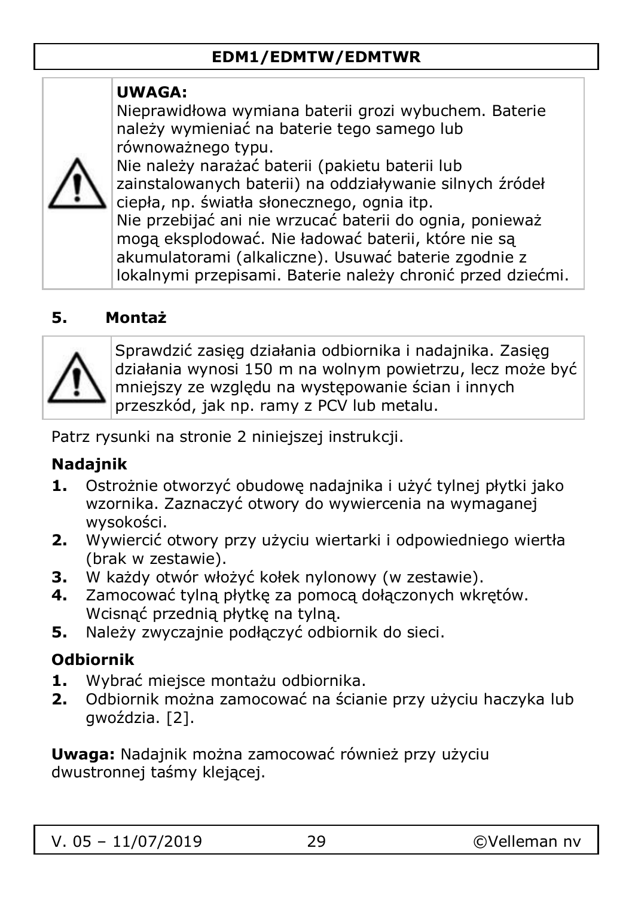**UWAGA:**
Nieprawidłowa wymiana baterii grozi wybuchem. Baterie należy wymieniać na baterie tego samego lub równoważnego typu.
Nie należy narażać baterii (pakietu baterii lub zainstalowanych baterii) na oddziaływanie silnych źródeł ciepła, np. światła słonecznego, ognia itp.
Nie przebijać ani nie wrzucać baterii do ognia, ponieważ mogą eksplodować. Nie ładować baterii, które nie są akumulatorami (alkaliczne). Usuwać baterie zgodnie z lokalnymi przepisami. Baterie należy chronić przed dziećmi.

## 5. Montaż

Sprawdzić zasięg działania odbiornika i nadajnika. Zasięg działania wynosi 150 m na wolnym powietrzu, lecz może być mniejszy ze względu na występowanie ścian i innych przeszkód, jak np. ramy z PCV lub metalu.

Patrz rysunki na stronie 2 niniejszej instrukcji.

### Nadajnik

1. Ostrożnie otworzyć obudowę nadajnika i użyć tylnej płytki jako wzornika. Zaznaczyć otwory do wywiercenia na wymaganej wysokości.
2. Wywiercić otwory przy użyciu wiertarki i odpowiedniego wiertła (brak w zestawie).
3. W każdy otwór włożyć kołek nylonowy (w zestawie).
4. Zamocować tylną płytkę za pomocą dołączonych wkrętów. Wcisnąć przednią płytkę na tylną.
5. Należy zwyczajnie podłączyć odbiornik do sieci.

### Odbiornik

1. Wybrać miejsce montażu odbiornika.
2. Odbiornik można zamocować na ścianie przy użyciu haczyka lub gwoździa. [2].

**Uwaga:** Nadajnik można zamocować również przy użyciu dwustronnej taśmy klejącej.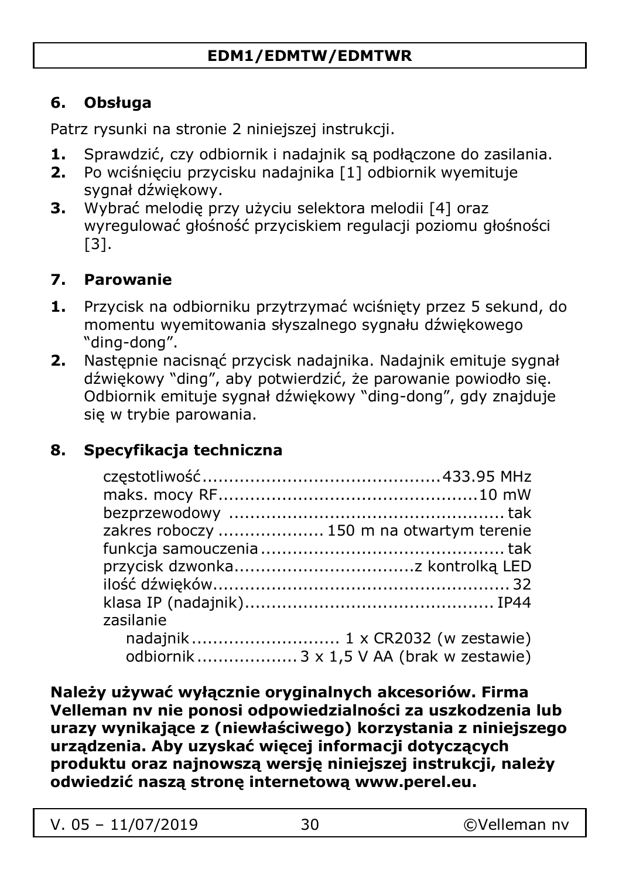## 6. Obsługa

Patrz rysunki na stronie 2 niniejszej instrukcji.

1. Sprawdzić, czy odbiornik i nadajnik są podłączone do zasilania.
2. Po wciśnięciu przycisku nadajnika [1] odbiornik wyemituje sygnał dźwiękowy.
3. Wybrać melodię przy użyciu selektora melodii [4] oraz wyregulować głośność przyciskiem regulacji poziomu głośności [3].

## 7. Parowanie

1. Przycisk na odbiorniku przytrzymać wciśnięty przez 5 sekund, do momentu wyemitowania słyszalnego sygnału dźwiękowego "ding-dong".
2. Następnie nacisnąć przycisk nadajnika. Nadajnik emituje sygnał dźwiękowy "ding", aby potwierdzić, że parowanie powiodło się. Odbiornik emituje sygnał dźwiękowy "ding-dong", gdy znajduje się w trybie parowania.

## 8. Specyfikacja techniczna

| | |
|---|---|
| częstotliwość | 433.95 MHz |
| maks. mocy RF | 10 mW |
| bezprzewodowy | tak |
| zakres roboczy | 150 m na otwartym terenie |
| funkcja samouczenia | tak |
| przycisk dzwonka | z kontrolką LED |
| ilość dźwięków | 32 |
| klasa IP (nadajnik) | IP44 |
| zasilanie | |
| nadajnik | 1 x CR2032 (w zestawie) |
| odbiornik | 3 x 1,5 V AA (brak w zestawie) |

**Należy używać wyłącznie oryginalnych akcesoriów. Firma Velleman nv nie ponosi odpowiedzialności za uszkodzenia lub urazy wynikające z (niewłaściwego) korzystania z niniejszego urządzenia. Aby uzyskać więcej informacji dotyczących produktu oraz najnowszą wersję niniejszej instrukcji, należy odwiedzić naszą stronę internetową www.perel.eu.**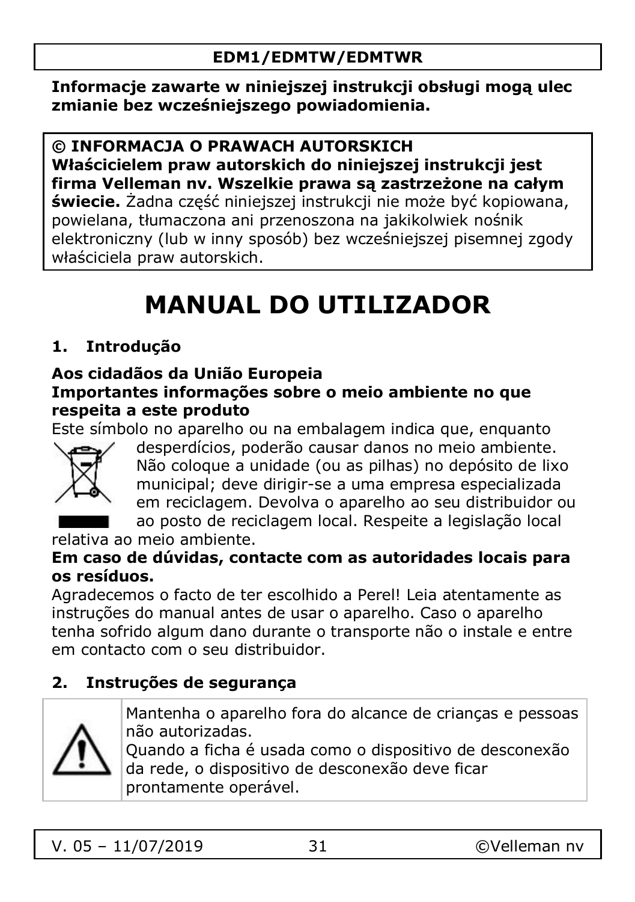Informacje zawarte w niniejszej instrukcji obsługi mogą ulec zmianie bez wcześniejszego powiadomienia.

**© INFORMACJA O PRAWACH AUTORSKICH**
**Właścicielem praw autorskich do niniejszej instrukcji jest firma Velleman nv. Wszelkie prawa są zastrzeżone na całym świecie.** Żadna część niniejszej instrukcji nie może być kopiowana, powielana, tłumaczona ani przenoszona na jakikolwiek nośnik elektroniczny (lub w inny sposób) bez wcześniejszej pisemnej zgody właściciela praw autorskich.

# MANUAL DO UTILIZADOR

## 1. Introdução

**Aos cidadãos da União Europeia**
**Importantes informações sobre o meio ambiente no que respeita a este produto**

Este símbolo no aparelho ou na embalagem indica que, enquanto desperdícios, poderão causar danos no meio ambiente. Não coloque a unidade (ou as pilhas) no depósito de lixo municipal; deve dirigir-se a uma empresa especializada em reciclagem. Devolva o aparelho ao seu distribuidor ou ao posto de reciclagem local. Respeite a legislação local relativa ao meio ambiente.

**Em caso de dúvidas, contacte com as autoridades locais para os resíduos.**

Agradecemos o facto de ter escolhido a Perel! Leia atentamente as instruções do manual antes de usar o aparelho. Caso o aparelho tenha sofrido algum dano durante o transporte não o instale e entre em contacto com o seu distribuidor.

## 2. Instruções de segurança

Mantenha o aparelho fora do alcance de crianças e pessoas não autorizadas.
Quando a ficha é usada como o dispositivo de desconexão da rede, o dispositivo de desconexão deve ficar prontamente operável.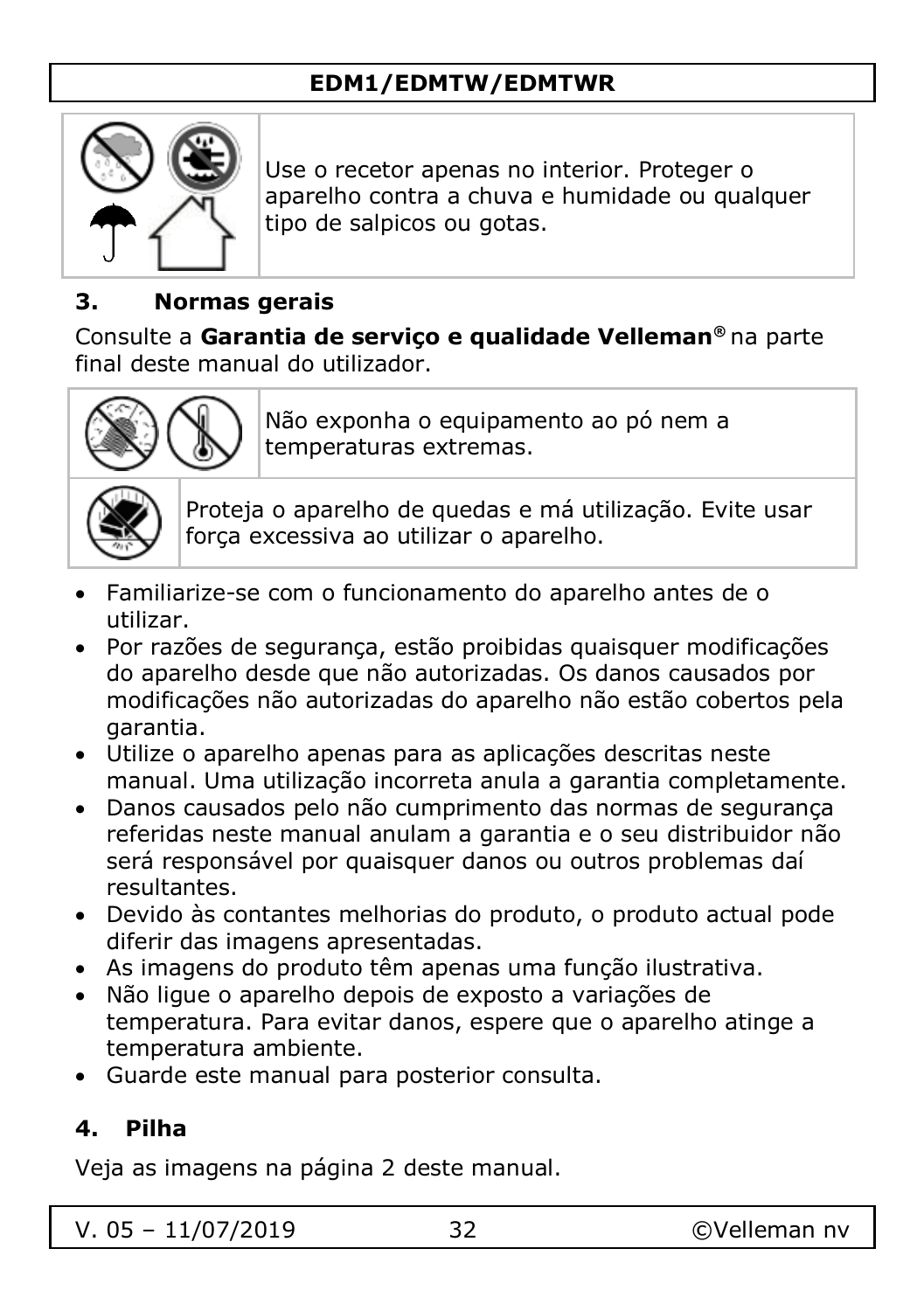Use o recetor apenas no interior. Proteger o aparelho contra a chuva e humidade ou qualquer tipo de salpicos ou gotas.

## 3. Normas gerais

Consulte a **Garantia de serviço e qualidade Velleman®** na parte final deste manual do utilizador.

Não exponha o equipamento ao pó nem a temperaturas extremas.

Proteja o aparelho de quedas e má utilização. Evite usar força excessiva ao utilizar o aparelho.

- Familiarize-se com o funcionamento do aparelho antes de o utilizar.
- Por razões de segurança, estão proibidas quaisquer modificações do aparelho desde que não autorizadas. Os danos causados por modificações não autorizadas do aparelho não estão cobertos pela garantia.
- Utilize o aparelho apenas para as aplicações descritas neste manual. Uma utilização incorreta anula a garantia completamente.
- Danos causados pelo não cumprimento das normas de segurança referidas neste manual anulam a garantia e o seu distribuidor não será responsável por quaisquer danos ou outros problemas daí resultantes.
- Devido às contantes melhorias do produto, o produto actual pode diferir das imagens apresentadas.
- As imagens do produto têm apenas uma função ilustrativa.
- Não ligue o aparelho depois de exposto a variações de temperatura. Para evitar danos, espere que o aparelho atinge a temperatura ambiente.
- Guarde este manual para posterior consulta.

## 4. Pilha

Veja as imagens na página 2 deste manual.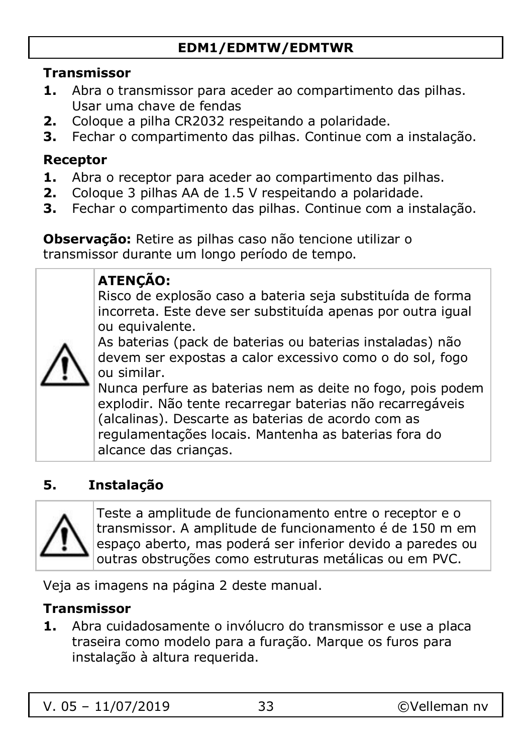### Transmissor

1. Abra o transmissor para aceder ao compartimento das pilhas. Usar uma chave de fendas
2. Coloque a pilha CR2032 respeitando a polaridade.
3. Fechar o compartimento das pilhas. Continue com a instalação.

### Receptor

1. Abra o receptor para aceder ao compartimento das pilhas.
2. Coloque 3 pilhas AA de 1.5 V respeitando a polaridade.
3. Fechar o compartimento das pilhas. Continue com a instalação.

**Observação:** Retire as pilhas caso não tencione utilizar o transmissor durante um longo período de tempo.

**ATENÇÃO:**
Risco de explosão caso a bateria seja substituída de forma incorreta. Este deve ser substituída apenas por outra igual ou equivalente.
As baterias (pack de baterias ou baterias instaladas) não devem ser expostas a calor excessivo como o do sol, fogo ou similar.
Nunca perfure as baterias nem as deite no fogo, pois podem explodir. Não tente recarregar baterias não recarregáveis (alcalinas). Descarte as baterias de acordo com as regulamentações locais. Mantenha as baterias fora do alcance das crianças.

## 5. Instalação

Teste a amplitude de funcionamento entre o receptor e o transmissor. A amplitude de funcionamento é de 150 m em espaço aberto, mas poderá ser inferior devido a paredes ou outras obstruções como estruturas metálicas ou em PVC.

Veja as imagens na página 2 deste manual.

### Transmissor

1. Abra cuidadosamente o invólucro do transmissor e use a placa traseira como modelo para a furação. Marque os furos para instalação à altura requerida.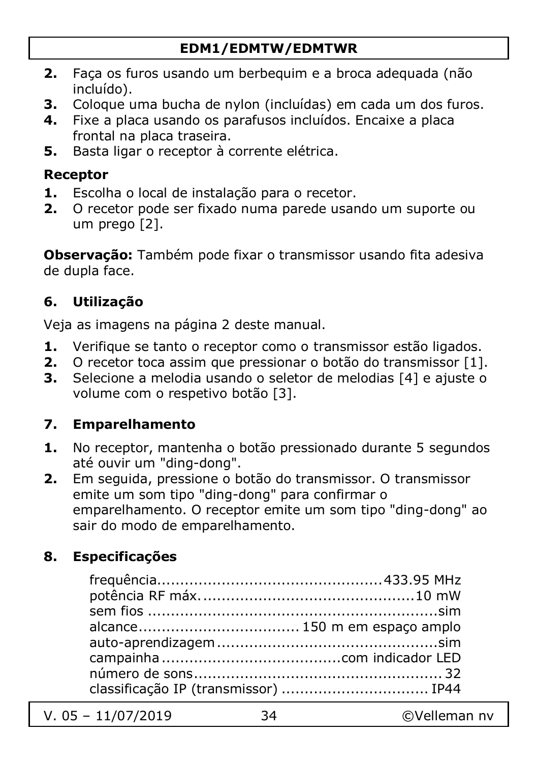2. Faça os furos usando um berbequim e a broca adequada (não incluído).
3. Coloque uma bucha de nylon (incluídas) em cada um dos furos.
4. Fixe a placa usando os parafusos incluídos. Encaixe a placa frontal na placa traseira.
5. Basta ligar o receptor à corrente elétrica.

**Receptor**

1. Escolha o local de instalação para o recetor.
2. O recetor pode ser fixado numa parede usando um suporte ou um prego [2].

**Observação:** Também pode fixar o transmissor usando fita adesiva de dupla face.

## 6. Utilização

Veja as imagens na página 2 deste manual.

1. Verifique se tanto o receptor como o transmissor estão ligados.
2. O recetor toca assim que pressionar o botão do transmissor [1].
3. Selecione a melodia usando o seletor de melodias [4] e ajuste o volume com o respetivo botão [3].

## 7. Emparelhamento

1. No receptor, mantenha o botão pressionado durante 5 segundos até ouvir um "ding-dong".
2. Em seguida, pressione o botão do transmissor. O transmissor emite um som tipo "ding-dong" para confirmar o emparelhamento. O receptor emite um som tipo "ding-dong" ao sair do modo de emparelhamento.

## 8. Especificações

| | |
|---|---|
| frequência | 433.95 MHz |
| potência RF máx. | 10 mW |
| sem fios | sim |
| alcance | 150 m em espaço amplo |
| auto-aprendizagem | sim |
| campainha | com indicador LED |
| número de sons | 32 |
| classificação IP (transmissor) | IP44 |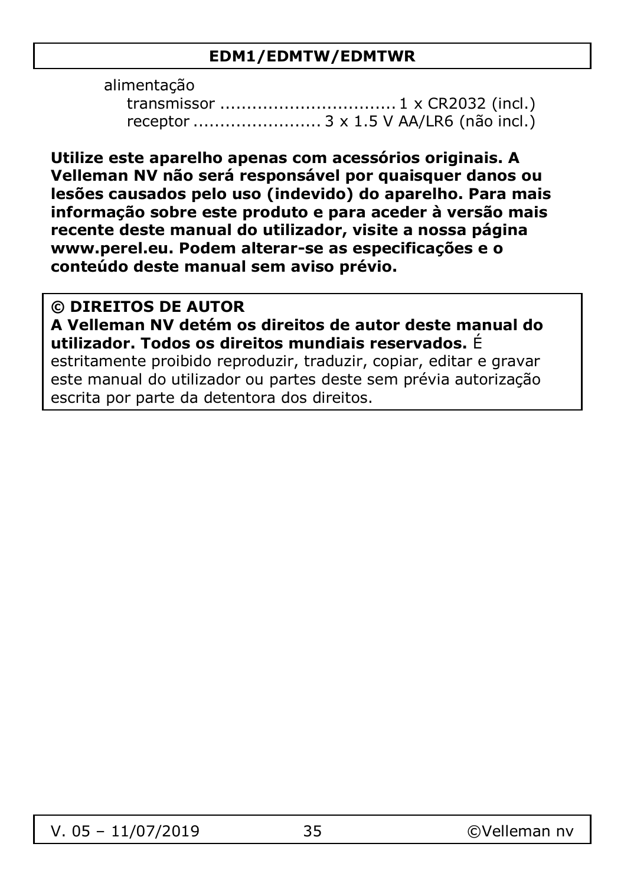alimentação

transmissor ................................ 1 x CR2032 (incl.)

receptor ........................ 3 x 1.5 V AA/LR6 (não incl.)

**Utilize este aparelho apenas com acessórios originais. A Velleman NV não será responsável por quaisquer danos ou lesões causados pelo uso (indevido) do aparelho. Para mais informação sobre este produto e para aceder à versão mais recente deste manual do utilizador, visite a nossa página www.perel.eu. Podem alterar-se as especificações e o conteúdo deste manual sem aviso prévio.**

**© DIREITOS DE AUTOR**

**A Velleman NV detém os direitos de autor deste manual do utilizador. Todos os direitos mundiais reservados.** É estritamente proibido reproduzir, traduzir, copiar, editar e gravar este manual do utilizador ou partes deste sem prévia autorização escrita por parte da detentora dos direitos.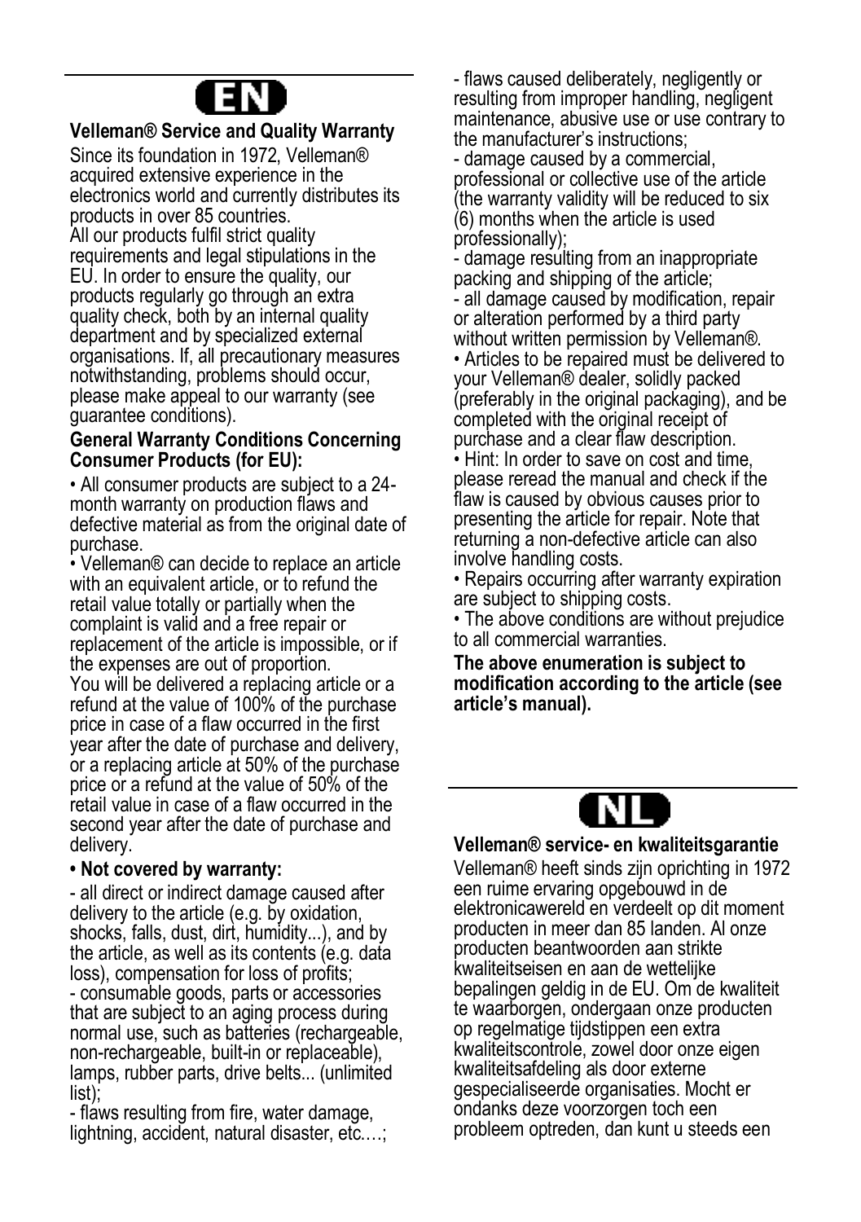# EN

**Velleman® Service and Quality Warranty**

Since its foundation in 1972, Velleman® acquired extensive experience in the electronics world and currently distributes its products in over 85 countries.
All our products fulfil strict quality requirements and legal stipulations in the EU. In order to ensure the quality, our products regularly go through an extra quality check, both by an internal quality department and by specialized external organisations. If, all precautionary measures notwithstanding, problems should occur, please make appeal to our warranty (see guarantee conditions).

**General Warranty Conditions Concerning Consumer Products (for EU):**

• All consumer products are subject to a 24-month warranty on production flaws and defective material as from the original date of purchase.
• Velleman® can decide to replace an article with an equivalent article, or to refund the retail value totally or partially when the complaint is valid and a free repair or replacement of the article is impossible, or if the expenses are out of proportion.
You will be delivered a replacing article or a refund at the value of 100% of the purchase price in case of a flaw occurred in the first year after the date of purchase and delivery, or a replacing article at 50% of the purchase price or a refund at the value of 50% of the retail value in case of a flaw occurred in the second year after the date of purchase and delivery.

**• Not covered by warranty:**

- all direct or indirect damage caused after delivery to the article (e.g. by oxidation, shocks, falls, dust, dirt, humidity...), and by the article, as well as its contents (e.g. data loss), compensation for loss of profits;
- consumable goods, parts or accessories that are subject to an aging process during normal use, such as batteries (rechargeable, non-rechargeable, built-in or replaceable), lamps, rubber parts, drive belts... (unlimited list);
- flaws resulting from fire, water damage, lightning, accident, natural disaster, etc.…;
- flaws caused deliberately, negligently or resulting from improper handling, negligent maintenance, abusive use or use contrary to the manufacturer's instructions;
- damage caused by a commercial, professional or collective use of the article (the warranty validity will be reduced to six (6) months when the article is used professionally);
- damage resulting from an inappropriate packing and shipping of the article;
- all damage caused by modification, repair or alteration performed by a third party without written permission by Velleman®.

• Articles to be repaired must be delivered to your Velleman® dealer, solidly packed (preferably in the original packaging), and be completed with the original receipt of purchase and a clear flaw description.
• Hint: In order to save on cost and time, please reread the manual and check if the flaw is caused by obvious causes prior to presenting the article for repair. Note that returning a non-defective article can also involve handling costs.
• Repairs occurring after warranty expiration are subject to shipping costs.
• The above conditions are without prejudice to all commercial warranties.

**The above enumeration is subject to modification according to the article (see article's manual).**

# NL

**Velleman® service- en kwaliteitsgarantie**

Velleman® heeft sinds zijn oprichting in 1972 een ruime ervaring opgebouwd in de elektronicawereld en verdeelt op dit moment producten in meer dan 85 landen. Al onze producten beantwoorden aan strikte kwaliteitseisen en aan de wettelijke bepalingen geldig in de EU. Om de kwaliteit te waarborgen, ondergaan onze producten op regelmatige tijdstippen een extra kwaliteitscontrole, zowel door onze eigen kwaliteitsafdeling als door externe gespecialiseerde organisaties. Mocht er ondanks deze voorzorgen toch een probleem optreden, dan kunt u steeds een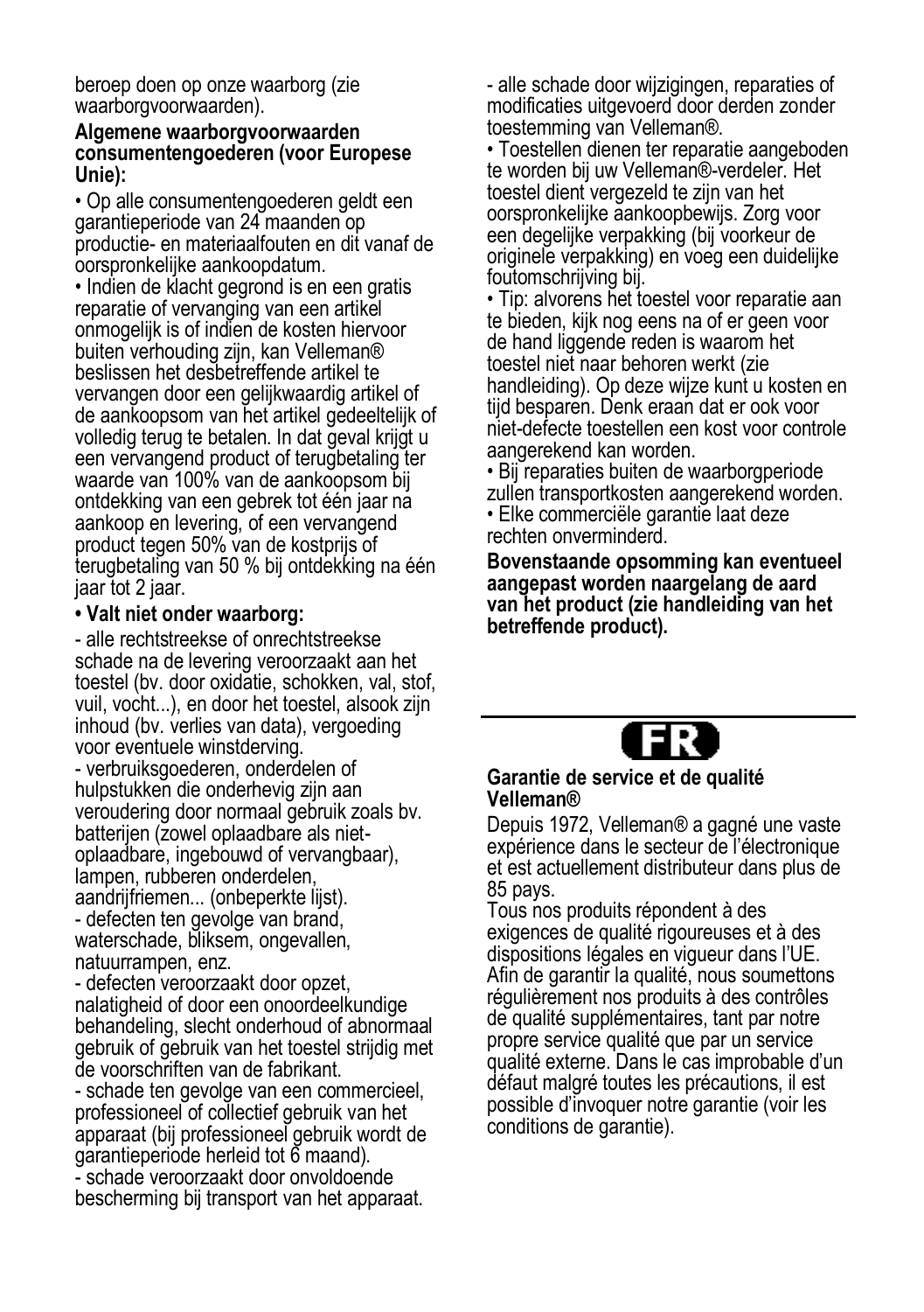beroep doen op onze waarborg (zie waarborgvoorwaarden).

**Algemene waarborgvoorwaarden consumentengoederen (voor Europese Unie):**

• Op alle consumentengoederen geldt een garantieperiode van 24 maanden op productie- en materiaalfouten en dit vanaf de oorspronkelijke aankoopdatum.

• Indien de klacht gegrond is en een gratis reparatie of vervanging van een artikel onmogelijk is of indien de kosten hiervoor buiten verhouding zijn, kan Velleman® beslissen het desbetreffende artikel te vervangen door een gelijkwaardig artikel of de aankoopsom van het artikel gedeeltelijk of volledig terug te betalen. In dat geval krijgt u een vervangend product of terugbetaling ter waarde van 100% van de aankoopsom bij ontdekking van een gebrek tot één jaar na aankoop en levering, of een vervangend product tegen 50% van de kostprijs of terugbetaling van 50 % bij ontdekking na één jaar tot 2 jaar.

**• Valt niet onder waarborg:**

- alle rechtstreekse of onrechtstreekse schade na de levering veroorzaakt aan het toestel (bv. door oxidatie, schokken, val, stof, vuil, vocht...), en door het toestel, alsook zijn inhoud (bv. verlies van data), vergoeding voor eventuele winstderving.
- verbruiksgoederen, onderdelen of hulpstukken die onderhevig zijn aan veroudering door normaal gebruik zoals bv. batterijen (zowel oplaadbare als niet-oplaadbare, ingebouwd of vervangbaar), lampen, rubberen onderdelen, aandrijfriemen... (onbeperkte lijst).
- defecten ten gevolge van brand, waterschade, bliksem, ongevallen, natuurrampen, enz.
- defecten veroorzaakt door opzet, nalatigheid of door een onoordeelkundige behandeling, slecht onderhoud of abnormaal gebruik of gebruik van het toestel strijdig met de voorschriften van de fabrikant.
- schade ten gevolge van een commercieel, professioneel of collectief gebruik van het apparaat (bij professioneel gebruik wordt de garantieperiode herleid tot 6 maand).
- schade veroorzaakt door onvoldoende bescherming bij transport van het apparaat.
- alle schade door wijzigingen, reparaties of modificaties uitgevoerd door derden zonder toestemming van Velleman®.

• Toestellen dienen ter reparatie aangeboden te worden bij uw Velleman®-verdeler. Het toestel dient vergezeld te zijn van het oorspronkelijke aankoopbewijs. Zorg voor een degelijke verpakking (bij voorkeur de originele verpakking) en voeg een duidelijke foutomschrijving bij.

• Tip: alvorens het toestel voor reparatie aan te bieden, kijk nog eens na of er geen voor de hand liggende reden is waarom het toestel niet naar behoren werkt (zie handleiding). Op deze wijze kunt u kosten en tijd besparen. Denk eraan dat er ook voor niet-defecte toestellen een kost voor controle aangerekend kan worden.

• Bij reparaties buiten de waarborgperiode zullen transportkosten aangerekend worden.

• Elke commerciële garantie laat deze rechten onverminderd.

**Bovenstaande opsomming kan eventueel aangepast worden naargelang de aard van het product (zie handleiding van het betreffende product).**

---

**FR**

**Garantie de service et de qualité Velleman®**

Depuis 1972, Velleman® a gagné une vaste expérience dans le secteur de l'électronique et est actuellement distributeur dans plus de 85 pays.

Tous nos produits répondent à des exigences de qualité rigoureuses et à des dispositions légales en vigueur dans l'UE. Afin de garantir la qualité, nous soumettons régulièrement nos produits à des contrôles de qualité supplémentaires, tant par notre propre service qualité que par un service qualité externe. Dans le cas improbable d'un défaut malgré toutes les précautions, il est possible d'invoquer notre garantie (voir les conditions de garantie).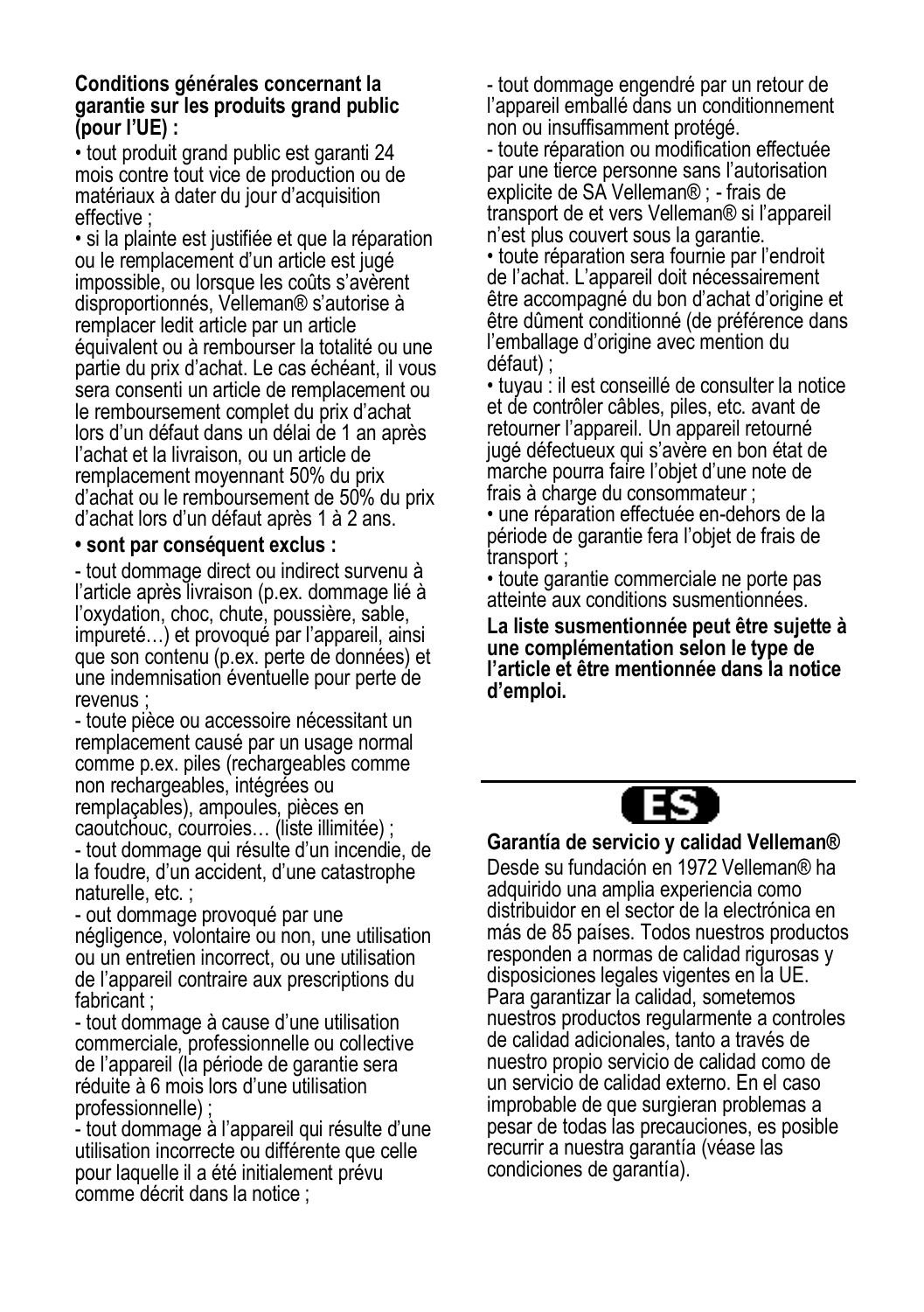**Conditions générales concernant la garantie sur les produits grand public (pour l'UE) :**

• tout produit grand public est garanti 24 mois contre tout vice de production ou de matériaux à dater du jour d'acquisition effective ;

• si la plainte est justifiée et que la réparation ou le remplacement d'un article est jugé impossible, ou lorsque les coûts s'avèrent disproportionnés, Velleman® s'autorise à remplacer ledit article par un article équivalent ou à rembourser la totalité ou une partie du prix d'achat. Le cas échéant, il vous sera consenti un article de remplacement ou le remboursement complet du prix d'achat lors d'un défaut dans un délai de 1 an après l'achat et la livraison, ou un article de remplacement moyennant 50% du prix d'achat ou le remboursement de 50% du prix d'achat lors d'un défaut après 1 à 2 ans.

**• sont par conséquent exclus :**

- tout dommage direct ou indirect survenu à l'article après livraison (p.ex. dommage lié à l'oxydation, choc, chute, poussière, sable, impureté…) et provoqué par l'appareil, ainsi que son contenu (p.ex. perte de données) et une indemnisation éventuelle pour perte de revenus ;
- toute pièce ou accessoire nécessitant un remplacement causé par un usage normal comme p.ex. piles (rechargeables comme non rechargeables, intégrées ou remplaçables), ampoules, pièces en caoutchouc, courroies… (liste illimitée) ;
- tout dommage qui résulte d'un incendie, de la foudre, d'un accident, d'une catastrophe naturelle, etc. ;
- out dommage provoqué par une négligence, volontaire ou non, une utilisation ou un entretien incorrect, ou une utilisation de l'appareil contraire aux prescriptions du fabricant ;
- tout dommage à cause d'une utilisation commerciale, professionnelle ou collective de l'appareil (la période de garantie sera réduite à 6 mois lors d'une utilisation professionnelle) ;
- tout dommage à l'appareil qui résulte d'une utilisation incorrecte ou différente que celle pour laquelle il a été initialement prévu comme décrit dans la notice ;
- tout dommage engendré par un retour de l'appareil emballé dans un conditionnement non ou insuffisamment protégé.
- toute réparation ou modification effectuée par une tierce personne sans l'autorisation explicite de SA Velleman® ; - frais de transport de et vers Velleman® si l'appareil n'est plus couvert sous la garantie.

• toute réparation sera fournie par l'endroit de l'achat. L'appareil doit nécessairement être accompagné du bon d'achat d'origine et être dûment conditionné (de préférence dans l'emballage d'origine avec mention du défaut) ;

• tuyau : il est conseillé de consulter la notice et de contrôler câbles, piles, etc. avant de retourner l'appareil. Un appareil retourné jugé défectueux qui s'avère en bon état de marche pourra faire l'objet d'une note de frais à charge du consommateur ;

• une réparation effectuée en-dehors de la période de garantie fera l'objet de frais de transport ;

• toute garantie commerciale ne porte pas atteinte aux conditions susmentionnées.

**La liste susmentionnée peut être sujette à une complémentation selon le type de l'article et être mentionnée dans la notice d'emploi.**

---

# ES

**Garantía de servicio y calidad Velleman®**

Desde su fundación en 1972 Velleman® ha adquirido una amplia experiencia como distribuidor en el sector de la electrónica en más de 85 países. Todos nuestros productos responden a normas de calidad rigurosas y disposiciones legales vigentes en la UE. Para garantizar la calidad, sometemos nuestros productos regularmente a controles de calidad adicionales, tanto a través de nuestro propio servicio de calidad como de un servicio de calidad externo. En el caso improbable de que surgieran problemas a pesar de todas las precauciones, es posible recurrir a nuestra garantía (véase las condiciones de garantía).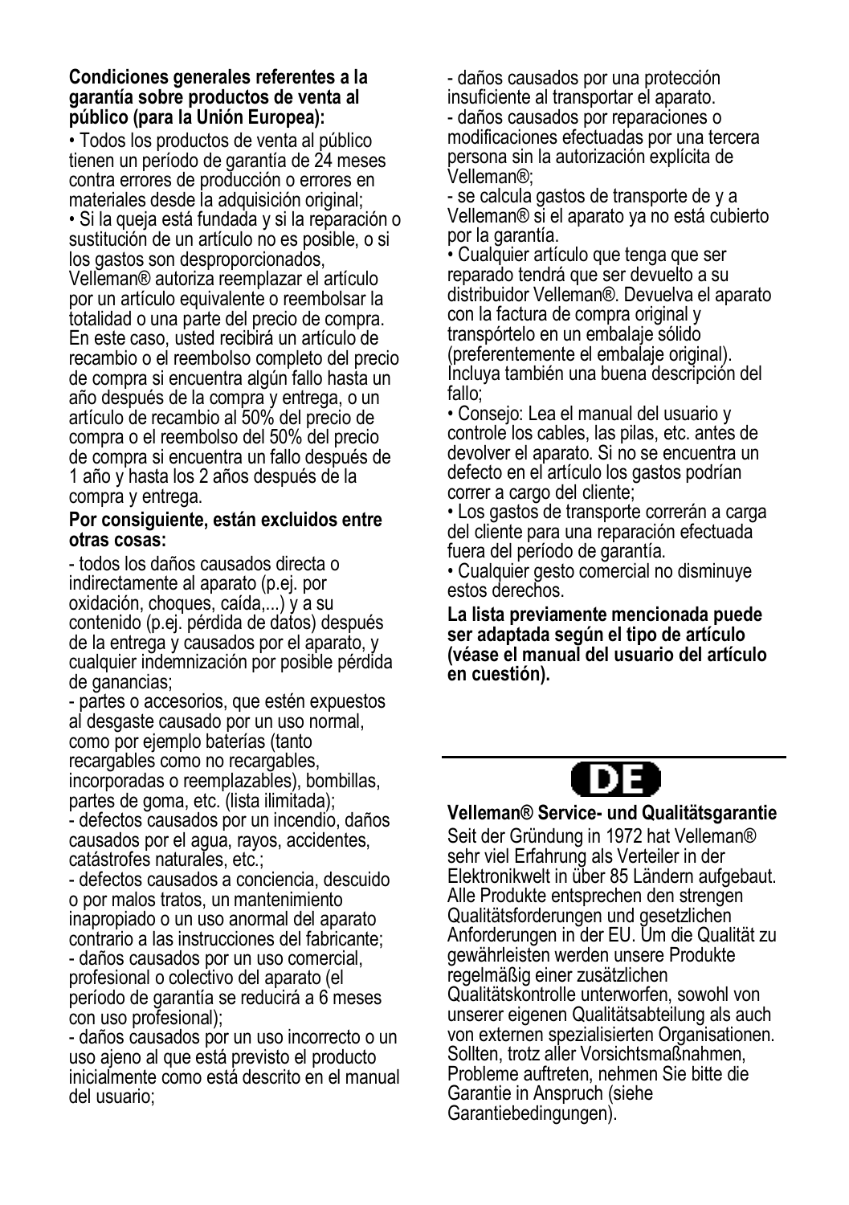**Condiciones generales referentes a la garantía sobre productos de venta al público (para la Unión Europea):**

• Todos los productos de venta al público tienen un período de garantía de 24 meses contra errores de producción o errores en materiales desde la adquisición original;

• Si la queja está fundada y si la reparación o sustitución de un artículo no es posible, o si los gastos son desproporcionados, Velleman® autoriza reemplazar el artículo por un artículo equivalente o reembolsar la totalidad o una parte del precio de compra. En este caso, usted recibirá un artículo de recambio o el reembolso completo del precio de compra si encuentra algún fallo hasta un año después de la compra y entrega, o un artículo de recambio al 50% del precio de compra o el reembolso del 50% del precio de compra si encuentra un fallo después de 1 año y hasta los 2 años después de la compra y entrega.

**Por consiguiente, están excluidos entre otras cosas:**

- todos los daños causados directa o indirectamente al aparato (p.ej. por oxidación, choques, caída,...) y a su contenido (p.ej. pérdida de datos) después de la entrega y causados por el aparato, y cualquier indemnización por posible pérdida de ganancias;
- partes o accesorios, que estén expuestos al desgaste causado por un uso normal, como por ejemplo baterías (tanto recargables como no recargables, incorporadas o reemplazables), bombillas, partes de goma, etc. (lista ilimitada);
- defectos causados por un incendio, daños causados por el agua, rayos, accidentes, catástrofes naturales, etc.;
- defectos causados a conciencia, descuido o por malos tratos, un mantenimiento inapropiado o un uso anormal del aparato contrario a las instrucciones del fabricante;
- daños causados por un uso comercial, profesional o colectivo del aparato (el período de garantía se reducirá a 6 meses con uso profesional);
- daños causados por un uso incorrecto o un uso ajeno al que está previsto el producto inicialmente como está descrito en el manual del usuario;
- daños causados por una protección insuficiente al transportar el aparato.
- daños causados por reparaciones o modificaciones efectuadas por una tercera persona sin la autorización explícita de Velleman®;
- se calcula gastos de transporte de y a Velleman® si el aparato ya no está cubierto por la garantía.

• Cualquier artículo que tenga que ser reparado tendrá que ser devuelto a su distribuidor Velleman®. Devuelva el aparato con la factura de compra original y transpórtelo en un embalaje sólido (preferentemente el embalaje original). Incluya también una buena descripción del fallo;

• Consejo: Lea el manual del usuario y controle los cables, las pilas, etc. antes de devolver el aparato. Si no se encuentra un defecto en el artículo los gastos podrían correr a cargo del cliente;

• Los gastos de transporte correrán a carga del cliente para una reparación efectuada fuera del período de garantía.

• Cualquier gesto comercial no disminuye estos derechos.

**La lista previamente mencionada puede ser adaptada según el tipo de artículo (véase el manual del usuario del artículo en cuestión).**

---

## DE

**Velleman® Service- und Qualitätsgarantie**

Seit der Gründung in 1972 hat Velleman® sehr viel Erfahrung als Verteiler in der Elektronikwelt in über 85 Ländern aufgebaut. Alle Produkte entsprechen den strengen Qualitätsforderungen und gesetzlichen Anforderungen in der EU. Um die Qualität zu gewährleisten werden unsere Produkte regelmäßig einer zusätzlichen Qualitätskontrolle unterworfen, sowohl von unserer eigenen Qualitätsabteilung als auch von externen spezialisierten Organisationen. Sollten, trotz aller Vorsichtsmaßnahmen, Probleme auftreten, nehmen Sie bitte die Garantie in Anspruch (siehe Garantiebedingungen).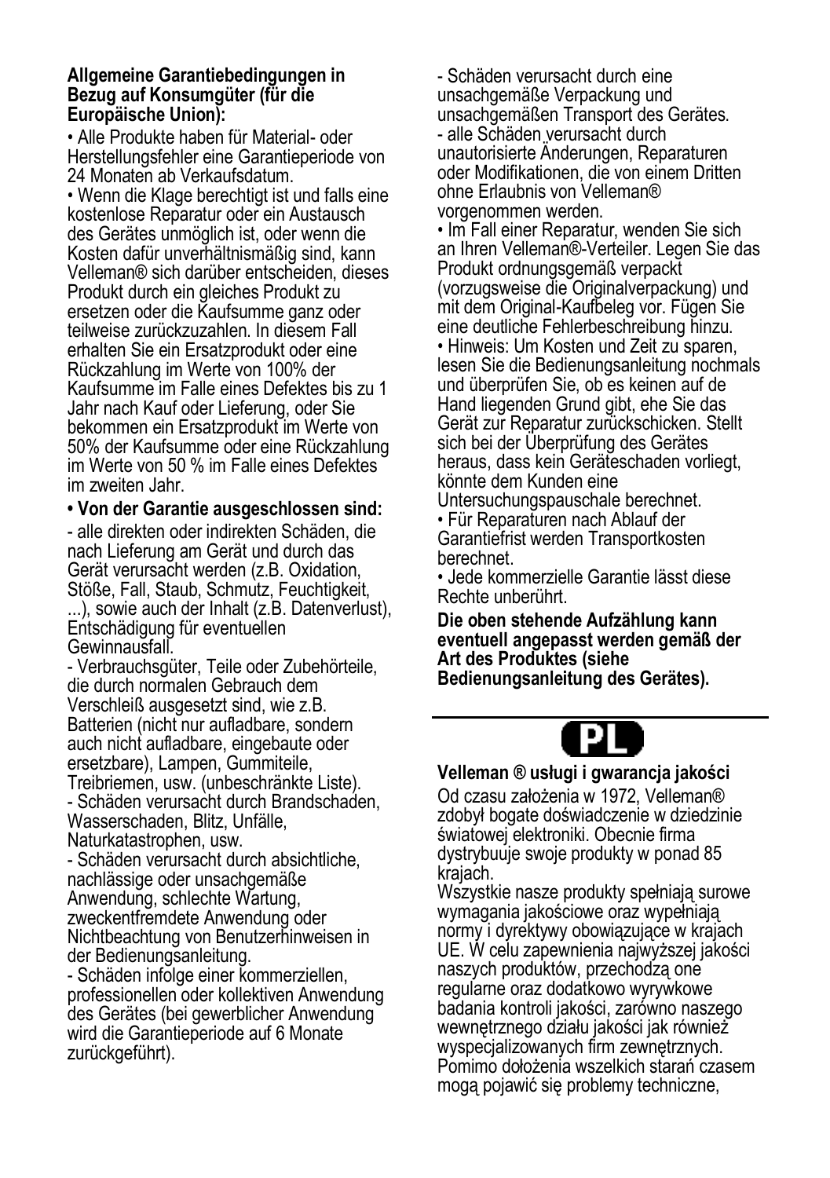**Allgemeine Garantiebedingungen in Bezug auf Konsumgüter (für die Europäische Union):**

• Alle Produkte haben für Material- oder Herstellungsfehler eine Garantieperiode von 24 Monaten ab Verkaufsdatum.

• Wenn die Klage berechtigt ist und falls eine kostenlose Reparatur oder ein Austausch des Gerätes unmöglich ist, oder wenn die Kosten dafür unverhältnismäßig sind, kann Velleman® sich darüber entscheiden, dieses Produkt durch ein gleiches Produkt zu ersetzen oder die Kaufsumme ganz oder teilweise zurückzuzahlen. In diesem Fall erhalten Sie ein Ersatzprodukt oder eine Rückzahlung im Werte von 100% der Kaufsumme im Falle eines Defektes bis zu 1 Jahr nach Kauf oder Lieferung, oder Sie bekommen ein Ersatzprodukt im Werte von 50% der Kaufsumme oder eine Rückzahlung im Werte von 50 % im Falle eines Defektes im zweiten Jahr.

**• Von der Garantie ausgeschlossen sind:**

- alle direkten oder indirekten Schäden, die nach Lieferung am Gerät und durch das Gerät verursacht werden (z.B. Oxidation, Stöße, Fall, Staub, Schmutz, Feuchtigkeit, ...), sowie auch der Inhalt (z.B. Datenverlust), Entschädigung für eventuellen Gewinnausfall.
- Verbrauchsgüter, Teile oder Zubehörteile, die durch normalen Gebrauch dem Verschleiß ausgesetzt sind, wie z.B. Batterien (nicht nur aufladbare, sondern auch nicht aufladbare, eingebaute oder ersetzbare), Lampen, Gummiteile, Treibriemen, usw. (unbeschränkte Liste).
- Schäden verursacht durch Brandschaden, Wasserschaden, Blitz, Unfälle, Naturkatastrophen, usw.
- Schäden verursacht durch absichtliche, nachlässige oder unsachgemäße Anwendung, schlechte Wartung, zweckentfremdete Anwendung oder Nichtbeachtung von Benutzerhinweisen in der Bedienungsanleitung.
- Schäden infolge einer kommerziellen, professionellen oder kollektiven Anwendung des Gerätes (bei gewerblicher Anwendung wird die Garantieperiode auf 6 Monate zurückgeführt).
- Schäden verursacht durch eine unsachgemäße Verpackung und unsachgemäßen Transport des Gerätes.
- alle Schäden verursacht durch unautorisierte Änderungen, Reparaturen oder Modifikationen, die von einem Dritten ohne Erlaubnis von Velleman® vorgenommen werden.

• Im Fall einer Reparatur, wenden Sie sich an Ihren Velleman®-Verteiler. Legen Sie das Produkt ordnungsgemäß verpackt (vorzugsweise die Originalverpackung) und mit dem Original-Kaufbeleg vor. Fügen Sie eine deutliche Fehlerbeschreibung hinzu.

• Hinweis: Um Kosten und Zeit zu sparen, lesen Sie die Bedienungsanleitung nochmals und überprüfen Sie, ob es keinen auf de Hand liegenden Grund gibt, ehe Sie das Gerät zur Reparatur zurückschicken. Stellt sich bei der Überprüfung des Gerätes heraus, dass kein Geräteschaden vorliegt, könnte dem Kunden eine Untersuchungspauschale berechnet.

• Für Reparaturen nach Ablauf der Garantiefrist werden Transportkosten berechnet.

• Jede kommerzielle Garantie lässt diese Rechte unberührt.

**Die oben stehende Aufzählung kann eventuell angepasst werden gemäß der Art des Produktes (siehe Bedienungsanleitung des Gerätes).**

---

**PL**

**Velleman ® usługi i gwarancja jakości**

Od czasu założenia w 1972, Velleman® zdobył bogate doświadczenie w dziedzinie światowej elektroniki. Obecnie firma dystrybuuje swoje produkty w ponad 85 krajach.

Wszystkie nasze produkty spełniają surowe wymagania jakościowe oraz wypełniają normy i dyrektywy obowiązujące w krajach UE. W celu zapewnienia najwyższej jakości naszych produktów, przechodzą one regularne oraz dodatkowo wyrywkowe badania kontroli jakości, zarówno naszego wewnętrznego działu jakości jak również wyspecjalizowanych firm zewnętrznych. Pomimo dołożenia wszelkich starań czasem mogą pojawić się problemy techniczne,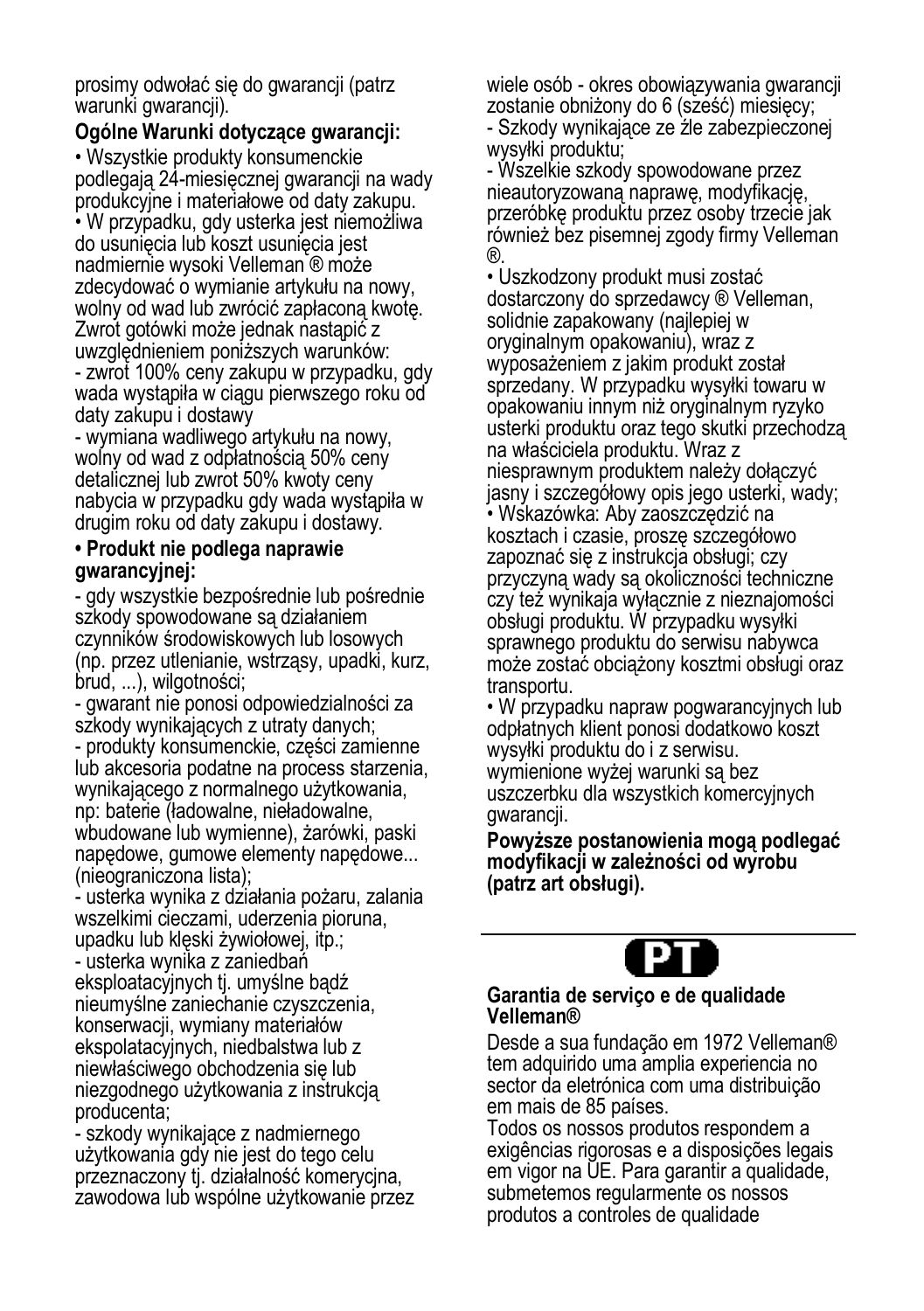prosimy odwołać się do gwarancji (patrz warunki gwarancji).

**Ogólne Warunki dotyczące gwarancji:**

• Wszystkie produkty konsumenckie podlegają 24-miesięcznej gwarancji na wady produkcyjne i materiałowe od daty zakupu.

• W przypadku, gdy usterka jest niemożliwa do usunięcia lub koszt usunięcia jest nadmiernie wysoki Velleman ® może zdecydować o wymianie artykułu na nowy, wolny od wad lub zwrócić zapłaconą kwotę. Zwrot gotówki może jednak nastąpić z uwzględnieniem poniższych warunków:

- zwrot 100% ceny zakupu w przypadku, gdy wada wystąpiła w ciągu pierwszego roku od daty zakupu i dostawy
- wymiana wadliwego artykułu na nowy, wolny od wad z odpłatnością 50% ceny detalicznej lub zwrot 50% kwoty ceny nabycia w przypadku gdy wada wystąpiła w drugim roku od daty zakupu i dostawy.

**• Produkt nie podlega naprawie gwarancyjnej:**

- gdy wszystkie bezpośrednie lub pośrednie szkody spowodowane są działaniem czynników środowiskowych lub losowych (np. przez utlenianie, wstrząsy, upadki, kurz, brud, ...), wilgotności;
- gwarant nie ponosi odpowiedzialności za szkody wynikających z utraty danych;
- produkty konsumenckie, części zamienne lub akcesoria podatne na process starzenia, wynikającego z normalnego użytkowania, np: baterie (ładowalne, nieładowalne, wbudowane lub wymienne), żarówki, paski napędowe, gumowe elementy napędowe... (nieograniczona lista);
- usterka wynika z działania pożaru, zalania wszelkimi cieczami, uderzenia pioruna, upadku lub klęski żywiołowej, itp.;
- usterka wynika z zaniedbań eksploatacyjnych tj. umyślne bądź nieumyślne zaniechanie czyszczenia, konserwacji, wymiany materiałów ekspolatacyjnych, niedbalstwa lub z niewłaściwego obchodzenia się lub niezgodnego użytkowania z instrukcją producenta;
- szkody wynikające z nadmiernego użytkowania gdy nie jest do tego celu przeznaczony tj. działalność komerycjna, zawodowa lub wspólne użytkowanie przez wiele osób - okres obowiązywania gwarancji zostanie obniżony do 6 (sześć) miesięcy;
- Szkody wynikające ze źle zabezpieczonej wysyłki produktu;
- Wszelkie szkody spowodowane przez nieautoryzowaną naprawę, modyfikację, przeróbkę produktu przez osoby trzecie jak również bez pisemnej zgody firmy Velleman ®.

• Uszkodzony produkt musi zostać dostarczony do sprzedawcy ® Velleman, solidnie zapakowany (najlepiej w oryginalnym opakowaniu), wraz z wyposażeniem z jakim produkt został sprzedany. W przypadku wysyłki towaru w opakowaniu innym niż oryginalnym ryzyko usterki produktu oraz tego skutki przechodzą na właściciela produktu. Wraz z niesprawnym produktem należy dołączyć jasny i szczegółowy opis jego usterki, wady;

• Wskazówka: Aby zaoszczędzić na kosztach i czasie, proszę szczegółowo zapoznać się z instrukcja obsługi; czy przyczyną wady są okoliczności techniczne czy też wynikaja wyłącznie z nieznajomości obsługi produktu. W przypadku wysyłki sprawnego produktu do serwisu nabywca może zostać obciążony kosztmi obsługi oraz transportu.

• W przypadku napraw pogwarancyjnych lub odpłatnych klient ponosi dodatkowo koszt wysyłki produktu do i z serwisu.
wymienione wyżej warunki są bez uszczerbku dla wszystkich komercyjnych gwarancji.

**Powyższe postanowienia mogą podlegać modyfikacji w zależności od wyrobu (patrz art obsługi).**

---

**PT**

**Garantia de serviço e de qualidade Velleman®**

Desde a sua fundação em 1972 Velleman® tem adquirido uma amplia experiencia no sector da eletrónica com uma distribuição em mais de 85 países.

Todos os nossos produtos respondem a exigências rigorosas e a disposições legais em vigor na UE. Para garantir a qualidade, submetemos regularmente os nossos produtos a controles de qualidade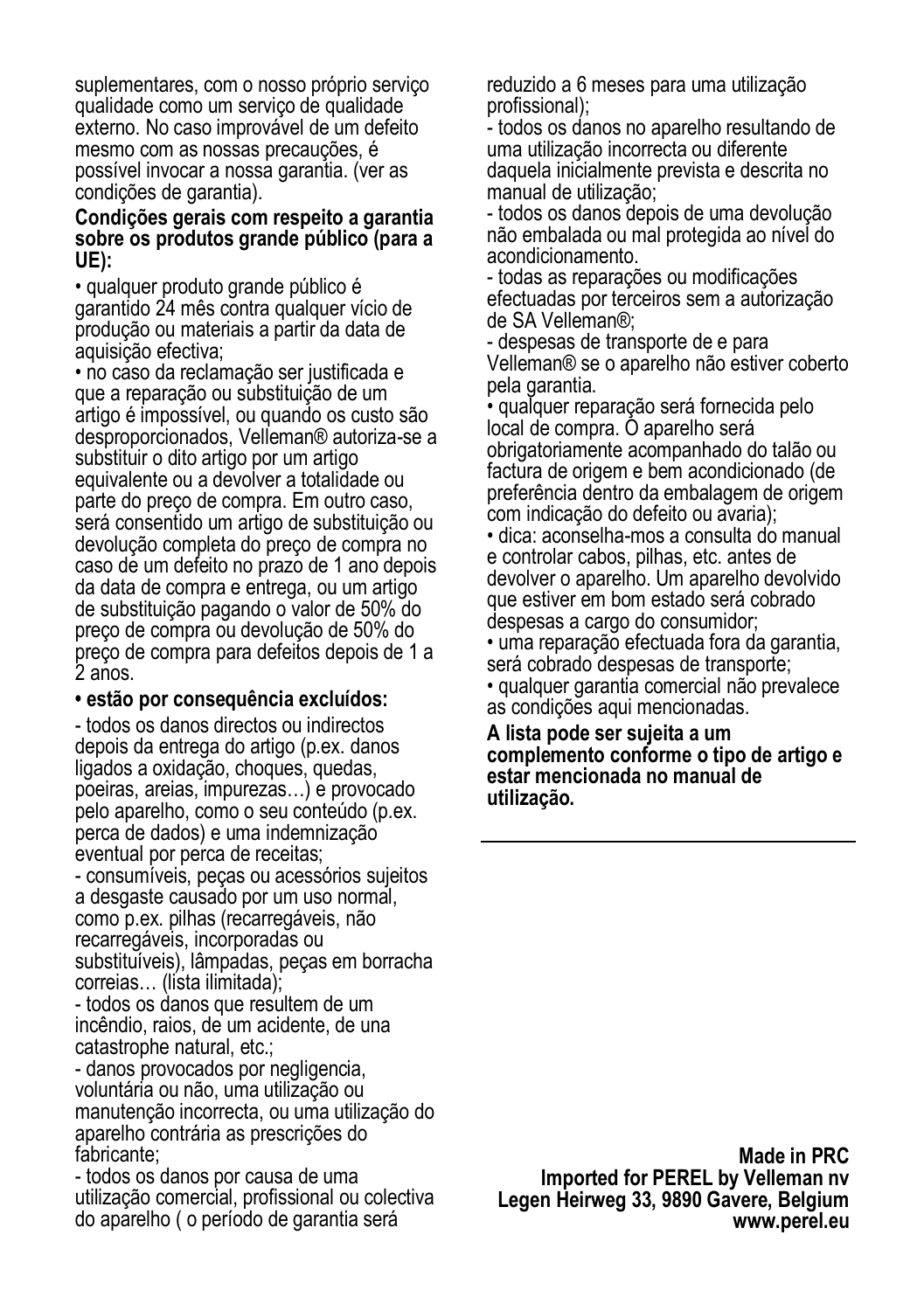suplementares, com o nosso próprio serviço qualidade como um serviço de qualidade externo. No caso improvável de um defeito mesmo com as nossas precauções, é possível invocar a nossa garantia. (ver as condições de garantia).

**Condições gerais com respeito a garantia sobre os produtos grande público (para a UE):**

• qualquer produto grande público é garantido 24 mês contra qualquer vício de produção ou materiais a partir da data de aquisição efectiva;

• no caso da reclamação ser justificada e que a reparação ou substituição de um artigo é impossível, ou quando os custo são desproporcionados, Velleman® autoriza-se a substituir o dito artigo por um artigo equivalente ou a devolver a totalidade ou parte do preço de compra. Em outro caso, será consentido um artigo de substituição ou devolução completa do preço de compra no caso de um defeito no prazo de 1 ano depois da data de compra e entrega, ou um artigo de substituição pagando o valor de 50% do preço de compra ou devolução de 50% do preço de compra para defeitos depois de 1 a 2 anos.

**• estão por consequência excluídos:**

- todos os danos directos ou indirectos depois da entrega do artigo (p.ex. danos ligados a oxidação, choques, quedas, poeiras, areias, impurezas…) e provocado pelo aparelho, como o seu conteúdo (p.ex. perca de dados) e uma indemnização eventual por perca de receitas;
- consumíveis, peças ou acessórios sujeitos a desgaste causado por um uso normal, como p.ex. pilhas (recarregáveis, não recarregáveis, incorporadas ou substituíveis), lâmpadas, peças em borracha correias… (lista ilimitada);
- todos os danos que resultem de um incêndio, raios, de um acidente, de una catastrophe natural, etc.;
- danos provocados por negligencia, voluntária ou não, uma utilização ou manutenção incorrecta, ou uma utilização do aparelho contrária as prescrições do fabricante;
- todos os danos por causa de uma utilização comercial, profissional ou colectiva do aparelho ( o período de garantia será reduzido a 6 meses para uma utilização profissional);
- todos os danos no aparelho resultando de uma utilização incorrecta ou diferente daquela inicialmente prevista e descrita no manual de utilização;
- todos os danos depois de uma devolução não embalada ou mal protegida ao nível do acondicionamento.
- todas as reparações ou modificações efectuadas por terceiros sem a autorização de SA Velleman®;
- despesas de transporte de e para Velleman® se o aparelho não estiver coberto pela garantia.

• qualquer reparação será fornecida pelo local de compra. O aparelho será obrigatoriamente acompanhado do talão ou factura de origem e bem acondicionado (de preferência dentro da embalagem de origem com indicação do defeito ou avaria);

• dica: aconselha-mos a consulta do manual e controlar cabos, pilhas, etc. antes de devolver o aparelho. Um aparelho devolvido que estiver em bom estado será cobrado despesas a cargo do consumidor;

• uma reparação efectuada fora da garantia, será cobrado despesas de transporte;

• qualquer garantia comercial não prevalece as condições aqui mencionadas.

**A lista pode ser sujeita a um complemento conforme o tipo de artigo e estar mencionada no manual de utilização.**

---

**Made in PRC**
**Imported for PEREL by Velleman nv**
**Legen Heirweg 33, 9890 Gavere, Belgium**
**www.perel.eu**